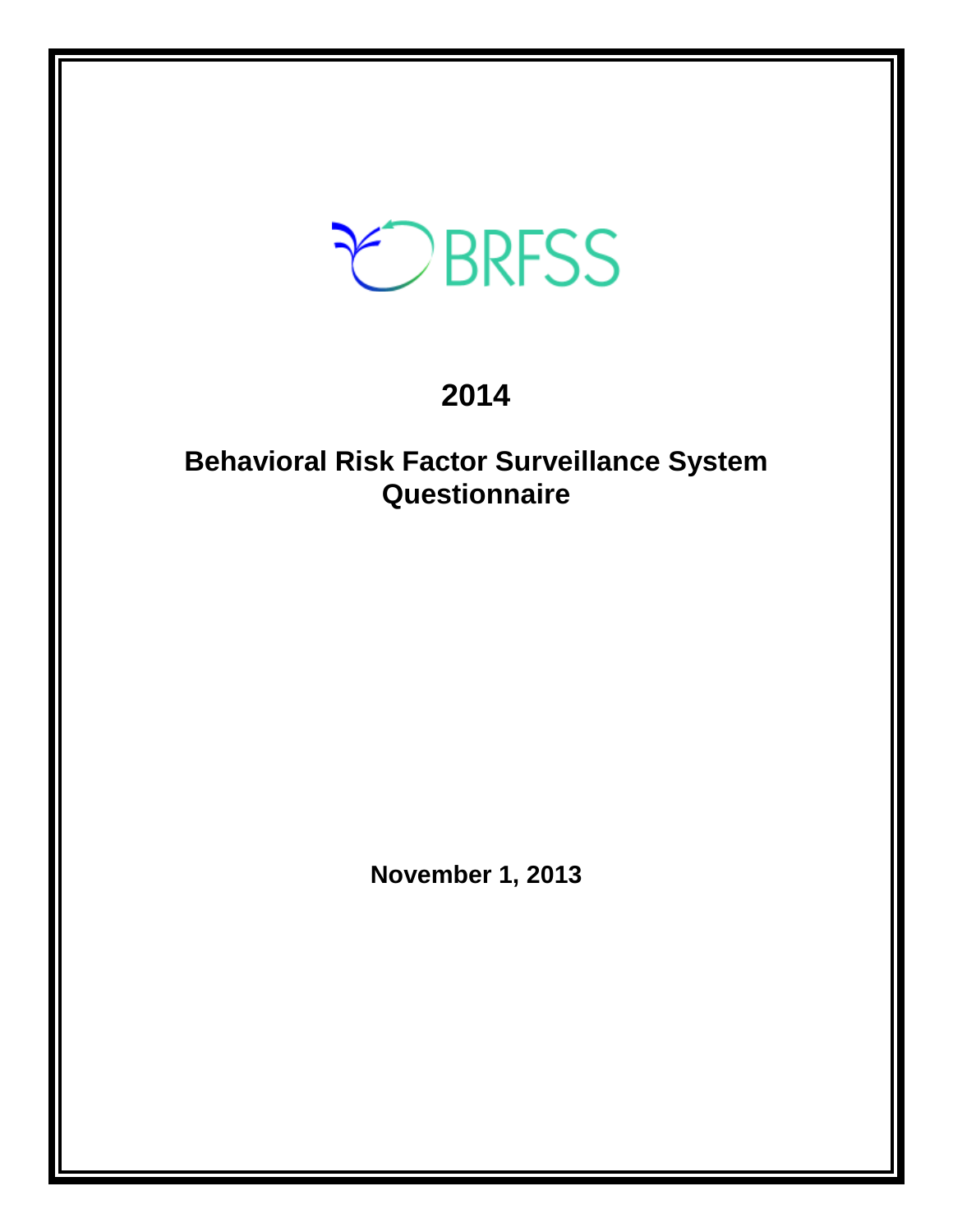BRFSS

# 2014

# Behavioral Risk Factor Surveillance System Questionnaire

**November 1, 2013**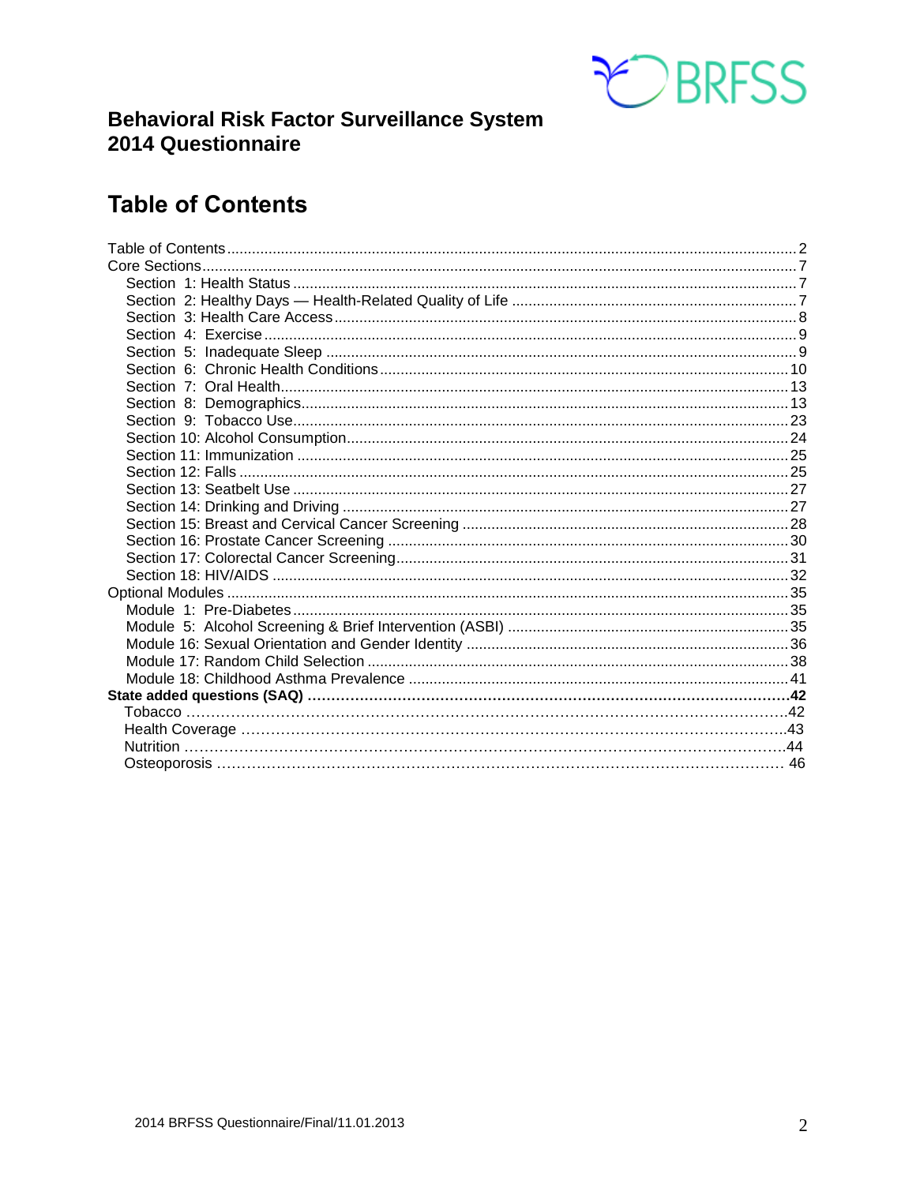# Behavioral Risk Factor Surveillance System
# 2014 Questionnaire

## Table of Contents

Table of Contents ........ 2
Core Sections ........ 7
- Section 1: Health Status ........ 7
- Section 2: Healthy Days — Health-Related Quality of Life ........ 7
- Section 3: Health Care Access ........ 8
- Section 4: Exercise ........ 9
- Section 5: Inadequate Sleep ........ 9
- Section 6: Chronic Health Conditions ........ 10
- Section 7: Oral Health ........ 13
- Section 8: Demographics ........ 13
- Section 9: Tobacco Use ........ 23
- Section 10: Alcohol Consumption ........ 24
- Section 11: Immunization ........ 25
- Section 12: Falls ........ 25
- Section 13: Seatbelt Use ........ 27
- Section 14: Drinking and Driving ........ 27
- Section 15: Breast and Cervical Cancer Screening ........ 28
- Section 16: Prostate Cancer Screening ........ 30
- Section 17: Colorectal Cancer Screening ........ 31
- Section 18: HIV/AIDS ........ 32

Optional Modules ........ 35
- Module 1: Pre-Diabetes ........ 35
- Module 5: Alcohol Screening & Brief Intervention (ASBI) ........ 35
- Module 16: Sexual Orientation and Gender Identity ........ 36
- Module 17: Random Child Selection ........ 38
- Module 18: Childhood Asthma Prevalence ........ 41

**State added questions (SAQ) ........ 42**
- Tobacco ........ 42
- Health Coverage ........ 43
- Nutrition ........ 44
- Osteoporosis ........ 46

2014 BRFSS Questionnaire/Final/11.01.2013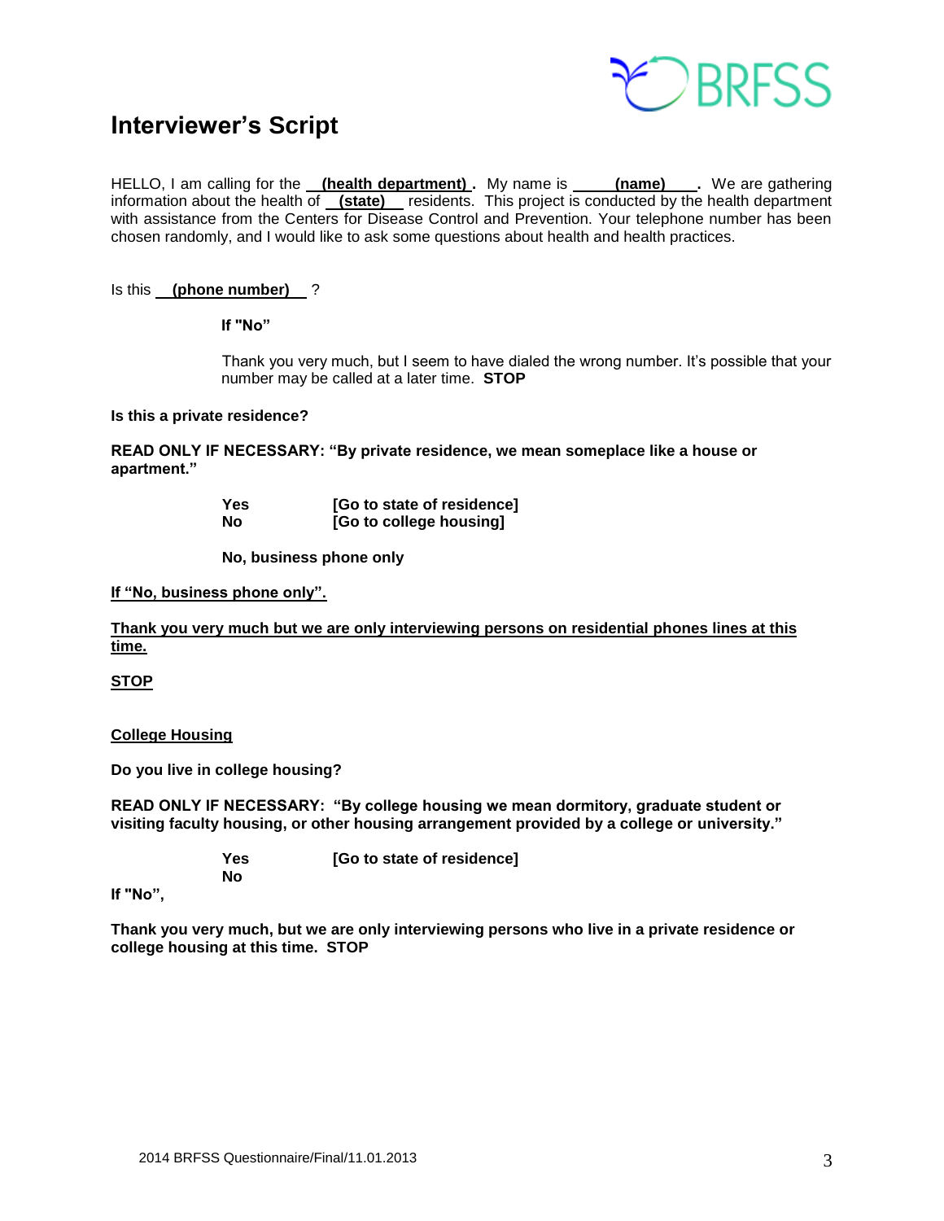# Interviewer's Script

HELLO, I am calling for the **(health department)**. My name is **(name)**. We are gathering information about the health of **(state)** residents. This project is conducted by the health department with assistance from the Centers for Disease Control and Prevention. Your telephone number has been chosen randomly, and I would like to ask some questions about health and health practices.

Is this **(phone number)** ?

**If "No"**

Thank you very much, but I seem to have dialed the wrong number. It's possible that your number may be called at a later time. **STOP**

**Is this a private residence?**

**READ ONLY IF NECESSARY: "By private residence, we mean someplace like a house or apartment."**

**Yes** **[Go to state of residence]**
**No** **[Go to college housing]**

**No, business phone only**

**If "No, business phone only".**

**Thank you very much but we are only interviewing persons on residential phones lines at this time.**

**STOP**

**College Housing**

**Do you live in college housing?**

**READ ONLY IF NECESSARY: "By college housing we mean dormitory, graduate student or visiting faculty housing, or other housing arrangement provided by a college or university."**

**Yes** **[Go to state of residence]**
**No**

**If "No",**

**Thank you very much, but we are only interviewing persons who live in a private residence or college housing at this time. STOP**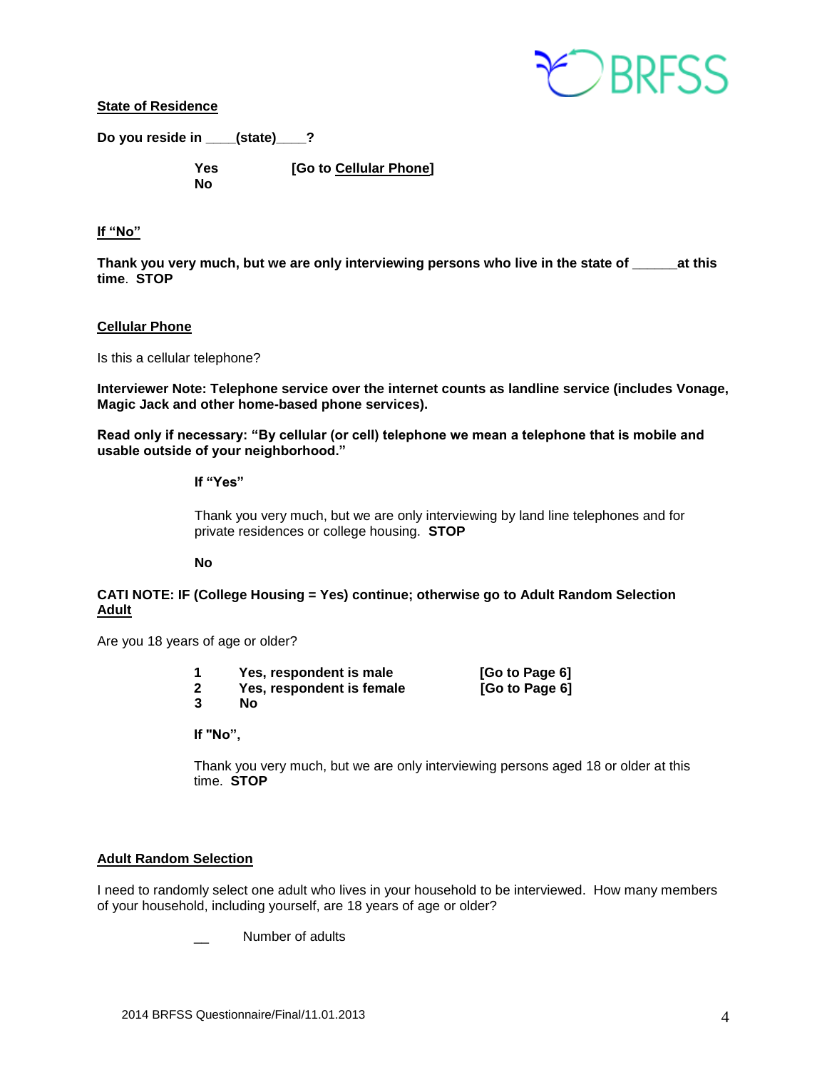**State of Residence**

**Do you reside in ____(state)____?**

**Yes** **[Go to Cellular Phone]**
**No**

**If "No"**

**Thank you very much, but we are only interviewing persons who live in the state of ______at this time. STOP**

**Cellular Phone**

Is this a cellular telephone?

**Interviewer Note: Telephone service over the internet counts as landline service (includes Vonage, Magic Jack and other home-based phone services).**

**Read only if necessary: "By cellular (or cell) telephone we mean a telephone that is mobile and usable outside of your neighborhood."**

**If "Yes"**

Thank you very much, but we are only interviewing by land line telephones and for private residences or college housing. **STOP**

**No**

**CATI NOTE: IF (College Housing = Yes) continue; otherwise go to Adult Random Selection**

**Adult**

Are you 18 years of age or older?

**1 Yes, respondent is male [Go to Page 6]**
**2 Yes, respondent is female [Go to Page 6]**
**3 No**

**If "No",**

Thank you very much, but we are only interviewing persons aged 18 or older at this time. **STOP**

**Adult Random Selection**

I need to randomly select one adult who lives in your household to be interviewed. How many members of your household, including yourself, are 18 years of age or older?

__ Number of adults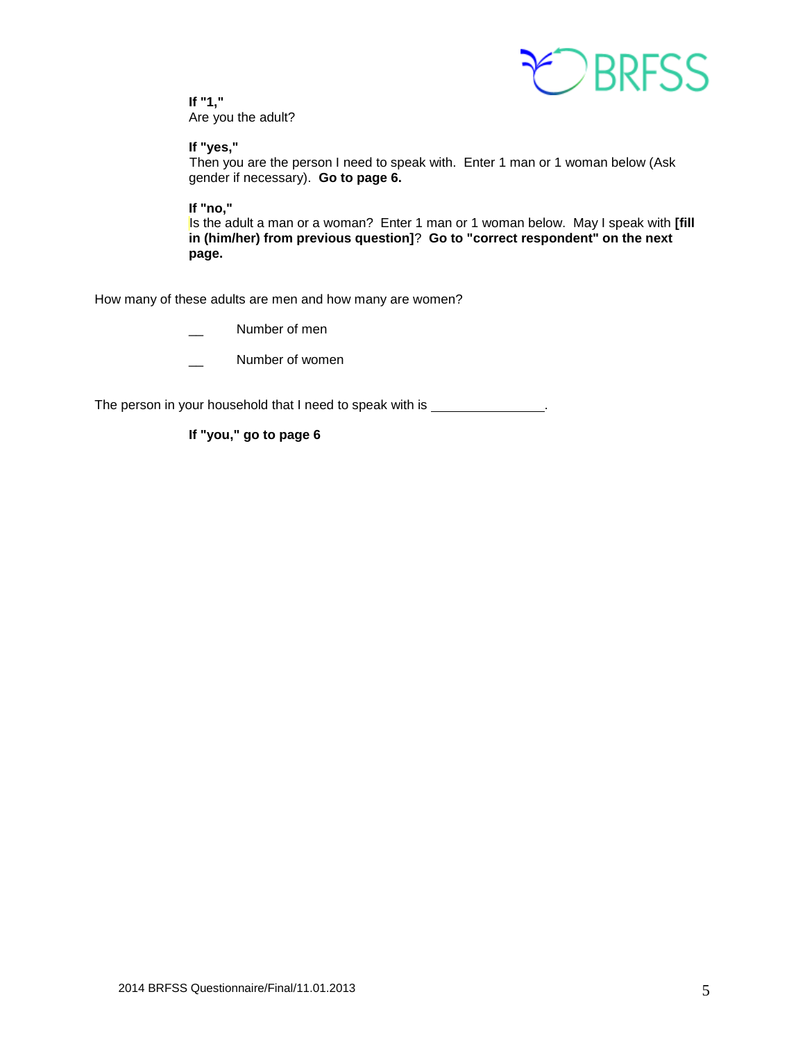**If "1,"**
Are you the adult?

**If "yes,"**
Then you are the person I need to speak with. Enter 1 man or 1 woman below (Ask gender if necessary). **Go to page 6.**

**If "no,"**
Is the adult a man or a woman? Enter 1 man or 1 woman below. May I speak with **[fill in (him/her) from previous question]**? **Go to "correct respondent" on the next page.**

How many of these adults are men and how many are women?

__ Number of men

__ Number of women

The person in your household that I need to speak with is \_\_\_\_\_\_\_\_\_\_\_\_\_\_\_\_.

**If "you," go to page 6**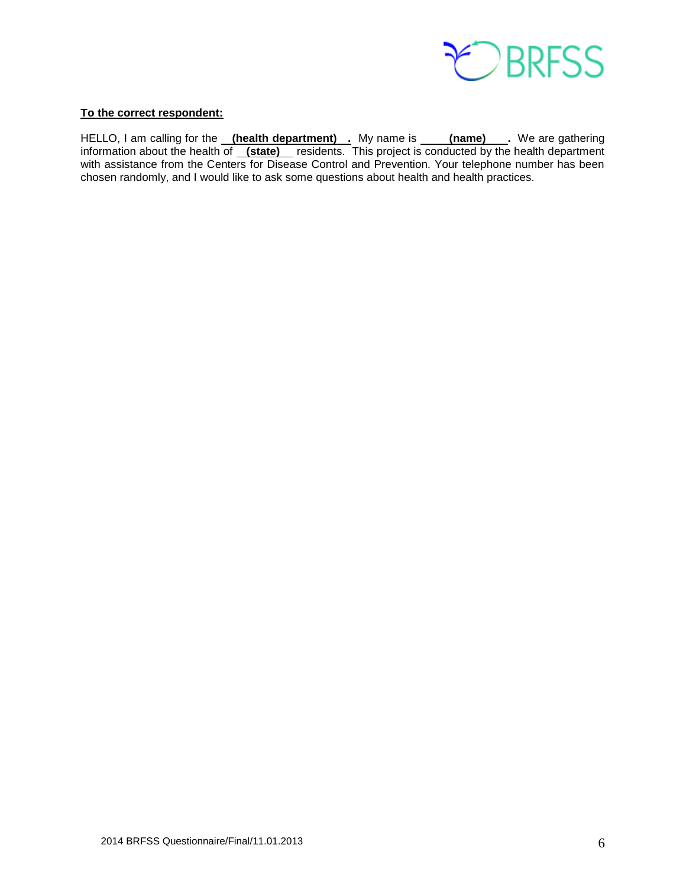**<u>To the correct respondent:</u>**

HELLO, I am calling for the **<u>(health department)</u>**. My name is **<u>(name)</u>**. We are gathering information about the health of **<u>(state)</u>** residents. This project is conducted by the health department with assistance from the Centers for Disease Control and Prevention. Your telephone number has been chosen randomly, and I would like to ask some questions about health and health practices.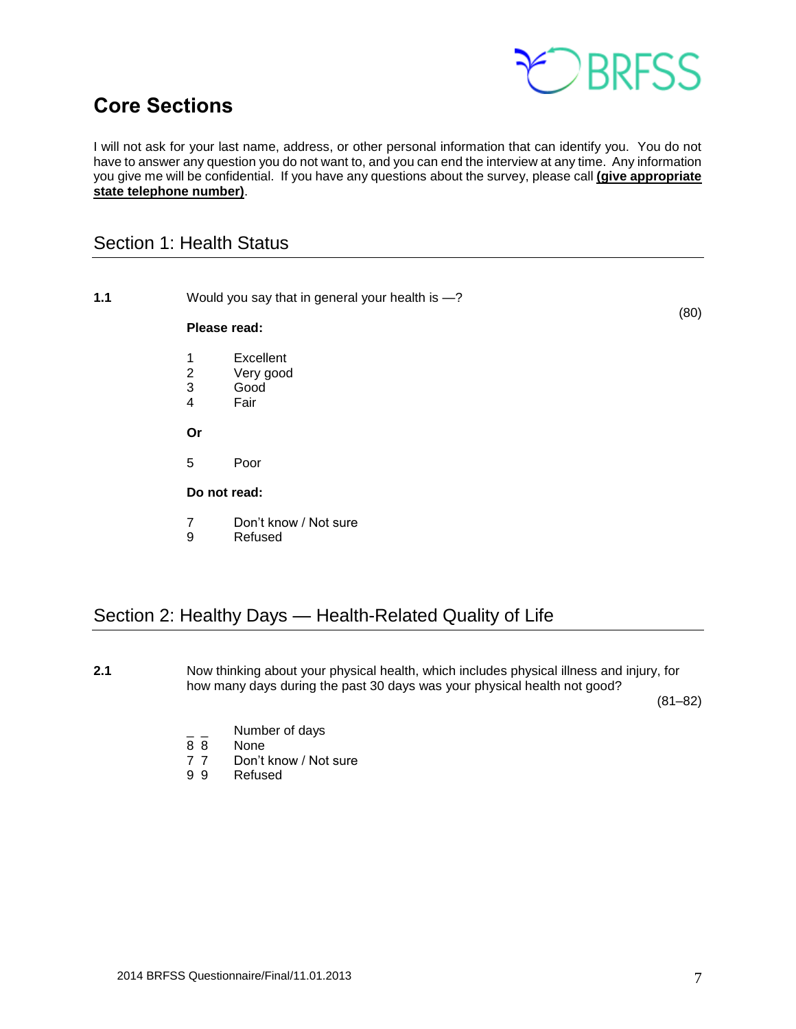# Core Sections

I will not ask for your last name, address, or other personal information that can identify you. You do not have to answer any question you do not want to, and you can end the interview at any time. Any information you give me will be confidential. If you have any questions about the survey, please call **(give appropriate state telephone number)**.

## Section 1: Health Status

**1.1** Would you say that in general your health is —? (80)

**Please read:**

1 Excellent
2 Very good
3 Good
4 Fair

**Or**

5 Poor

**Do not read:**

7 Don't know / Not sure
9 Refused

## Section 2: Healthy Days — Health-Related Quality of Life

**2.1** Now thinking about your physical health, which includes physical illness and injury, for how many days during the past 30 days was your physical health not good? (81–82)

_ _ Number of days
8 8 None
7 7 Don't know / Not sure
9 9 Refused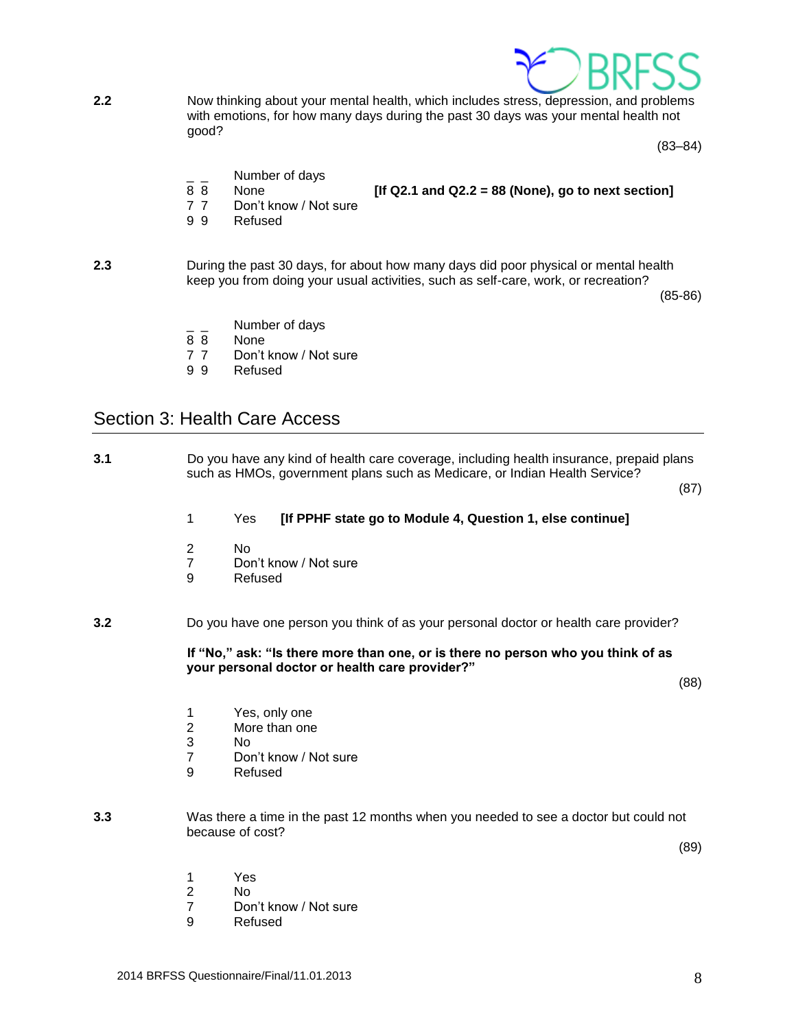**2.2** Now thinking about your mental health, which includes stress, depression, and problems with emotions, for how many days during the past 30 days was your mental health not good?

(83–84)

_ _ Number of days
8 8 None **[If Q2.1 and Q2.2 = 88 (None), go to next section]**
7 7 Don't know / Not sure
9 9 Refused

**2.3** During the past 30 days, for about how many days did poor physical or mental health keep you from doing your usual activities, such as self-care, work, or recreation?

(85-86)

_ _ Number of days
8 8 None
7 7 Don't know / Not sure
9 9 Refused

## Section 3: Health Care Access

**3.1** Do you have any kind of health care coverage, including health insurance, prepaid plans such as HMOs, government plans such as Medicare, or Indian Health Service?

(87)

1 Yes **[If PPHF state go to Module 4, Question 1, else continue]**

2 No
7 Don't know / Not sure
9 Refused

**3.2** Do you have one person you think of as your personal doctor or health care provider?

**If "No," ask: "Is there more than one, or is there no person who you think of as your personal doctor or health care provider?"**

(88)

1 Yes, only one
2 More than one
3 No
7 Don't know / Not sure
9 Refused

**3.3** Was there a time in the past 12 months when you needed to see a doctor but could not because of cost?

(89)

1 Yes
2 No
7 Don't know / Not sure
9 Refused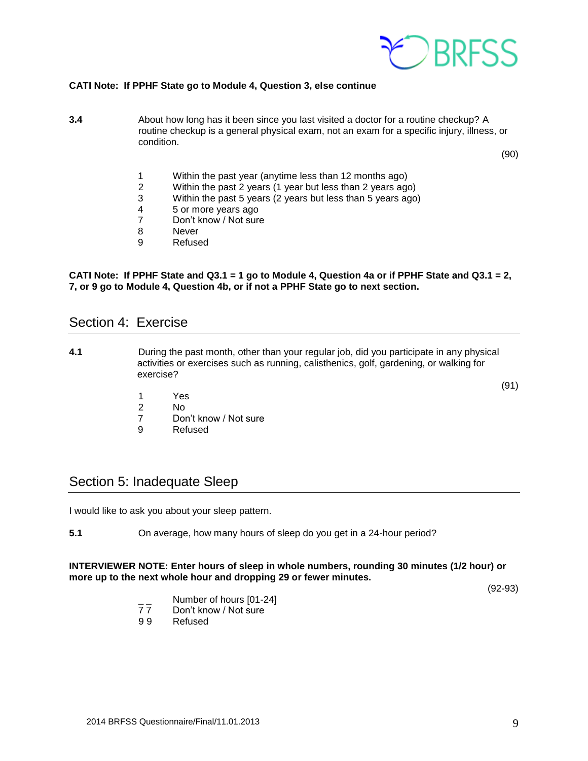**CATI Note: If PPHF State go to Module 4, Question 3, else continue**

**3.4** About how long has it been since you last visited a doctor for a routine checkup? A routine checkup is a general physical exam, not an exam for a specific injury, illness, or condition.

(90)

1 Within the past year (anytime less than 12 months ago)
2 Within the past 2 years (1 year but less than 2 years ago)
3 Within the past 5 years (2 years but less than 5 years ago)
4 5 or more years ago
7 Don't know / Not sure
8 Never
9 Refused

**CATI Note: If PPHF State and Q3.1 = 1 go to Module 4, Question 4a or if PPHF State and Q3.1 = 2, 7, or 9 go to Module 4, Question 4b, or if not a PPHF State go to next section.**

## Section 4: Exercise

**4.1** During the past month, other than your regular job, did you participate in any physical activities or exercises such as running, calisthenics, golf, gardening, or walking for exercise?

(91)

1 Yes
2 No
7 Don't know / Not sure
9 Refused

## Section 5: Inadequate Sleep

I would like to ask you about your sleep pattern.

**5.1** On average, how many hours of sleep do you get in a 24-hour period?

**INTERVIEWER NOTE: Enter hours of sleep in whole numbers, rounding 30 minutes (1/2 hour) or more up to the next whole hour and dropping 29 or fewer minutes.**

(92-93)

_ _ Number of hours [01-24]
7 7 Don't know / Not sure
9 9 Refused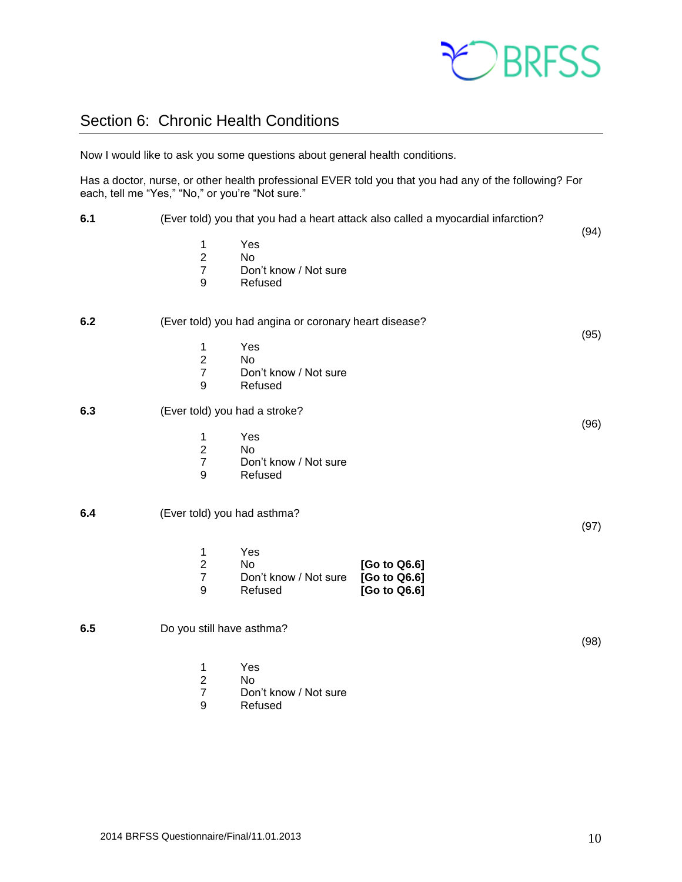## Section 6: Chronic Health Conditions

Now I would like to ask you some questions about general health conditions.

Has a doctor, nurse, or other health professional EVER told you that you had any of the following? For each, tell me “Yes,” “No,” or you’re “Not sure.”

**6.1** (Ever told) you that you had a heart attack also called a myocardial infarction? (94)

1 Yes
2 No
7 Don’t know / Not sure
9 Refused

**6.2** (Ever told) you had angina or coronary heart disease? (95)

1 Yes
2 No
7 Don’t know / Not sure
9 Refused

**6.3** (Ever told) you had a stroke? (96)

1 Yes
2 No
7 Don’t know / Not sure
9 Refused

**6.4** (Ever told) you had asthma? (97)

1 Yes
2 No **[Go to Q6.6]**
7 Don’t know / Not sure **[Go to Q6.6]**
9 Refused **[Go to Q6.6]**

**6.5** Do you still have asthma? (98)

1 Yes
2 No
7 Don’t know / Not sure
9 Refused

2014 BRFSS Questionnaire/Final/11.01.2013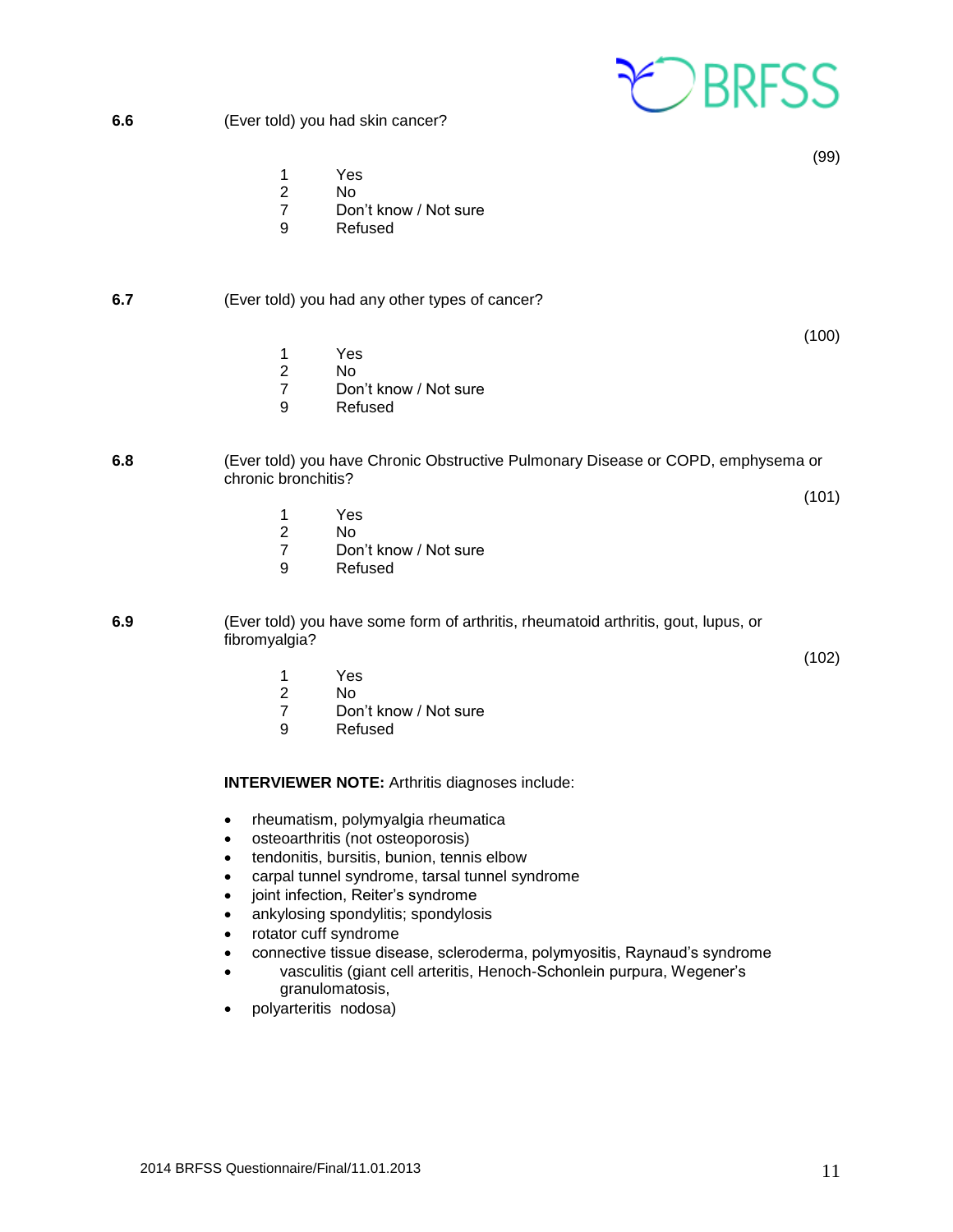**6.6** (Ever told) you had skin cancer?

(99)

1 Yes
2 No
7 Don't know / Not sure
9 Refused

**6.7** (Ever told) you had any other types of cancer?

(100)

1 Yes
2 No
7 Don't know / Not sure
9 Refused

**6.8** (Ever told) you have Chronic Obstructive Pulmonary Disease or COPD, emphysema or chronic bronchitis?

(101)

1 Yes
2 No
7 Don't know / Not sure
9 Refused

**6.9** (Ever told) you have some form of arthritis, rheumatoid arthritis, gout, lupus, or fibromyalgia?

(102)

1 Yes
2 No
7 Don't know / Not sure
9 Refused

**INTERVIEWER NOTE:** Arthritis diagnoses include:

- rheumatism, polymyalgia rheumatica
- osteoarthritis (not osteoporosis)
- tendonitis, bursitis, bunion, tennis elbow
- carpal tunnel syndrome, tarsal tunnel syndrome
- joint infection, Reiter's syndrome
- ankylosing spondylitis; spondylosis
- rotator cuff syndrome
- connective tissue disease, scleroderma, polymyositis, Raynaud's syndrome
- vasculitis (giant cell arteritis, Henoch-Schonlein purpura, Wegener's granulomatosis,
- polyarteritis nodosa)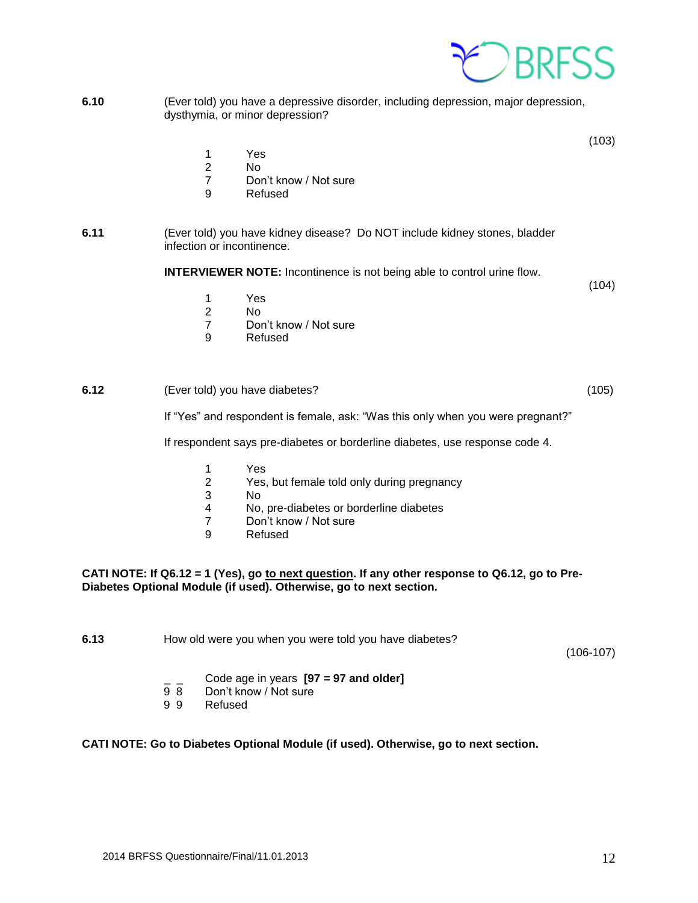**6.10** (Ever told) you have a depressive disorder, including depression, major depression, dysthymia, or minor depression?

(103)

1 Yes
2 No
7 Don't know / Not sure
9 Refused

**6.11** (Ever told) you have kidney disease? Do NOT include kidney stones, bladder infection or incontinence.

**INTERVIEWER NOTE:** Incontinence is not being able to control urine flow.

(104)

1 Yes
2 No
7 Don't know / Not sure
9 Refused

**6.12** (Ever told) you have diabetes? (105)

If "Yes" and respondent is female, ask: "Was this only when you were pregnant?"

If respondent says pre-diabetes or borderline diabetes, use response code 4.

1 Yes
2 Yes, but female told only during pregnancy
3 No
4 No, pre-diabetes or borderline diabetes
7 Don't know / Not sure
9 Refused

**CATI NOTE: If Q6.12 = 1 (Yes), go to next question. If any other response to Q6.12, go to Pre-Diabetes Optional Module (if used). Otherwise, go to next section.**

**6.13** How old were you when you were told you have diabetes?

(106-107)

_ _ Code age in years **[97 = 97 and older]**
9 8 Don't know / Not sure
9 9 Refused

**CATI NOTE: Go to Diabetes Optional Module (if used). Otherwise, go to next section.**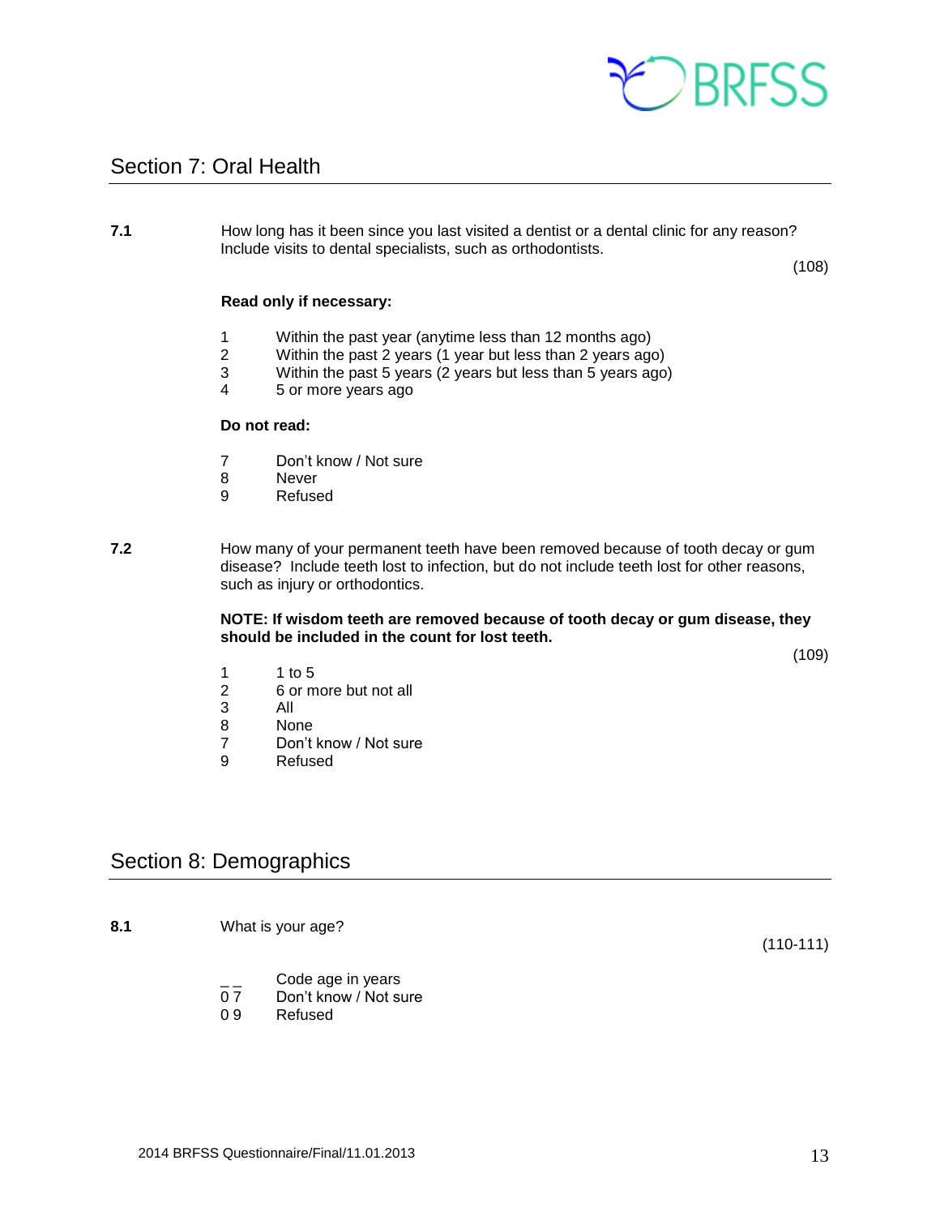## Section 7: Oral Health

**7.1** How long has it been since you last visited a dentist or a dental clinic for any reason? Include visits to dental specialists, such as orthodontists.

(108)

**Read only if necessary:**

1 Within the past year (anytime less than 12 months ago)
2 Within the past 2 years (1 year but less than 2 years ago)
3 Within the past 5 years (2 years but less than 5 years ago)
4 5 or more years ago

**Do not read:**

7 Don't know / Not sure
8 Never
9 Refused

**7.2** How many of your permanent teeth have been removed because of tooth decay or gum disease? Include teeth lost to infection, but do not include teeth lost for other reasons, such as injury or orthodontics.

**NOTE: If wisdom teeth are removed because of tooth decay or gum disease, they should be included in the count for lost teeth.**

(109)

1 1 to 5
2 6 or more but not all
3 All
8 None
7 Don't know / Not sure
9 Refused

## Section 8: Demographics

**8.1** What is your age?

(110-111)

_ _ Code age in years
0 7 Don't know / Not sure
0 9 Refused

2014 BRFSS Questionnaire/Final/11.01.2013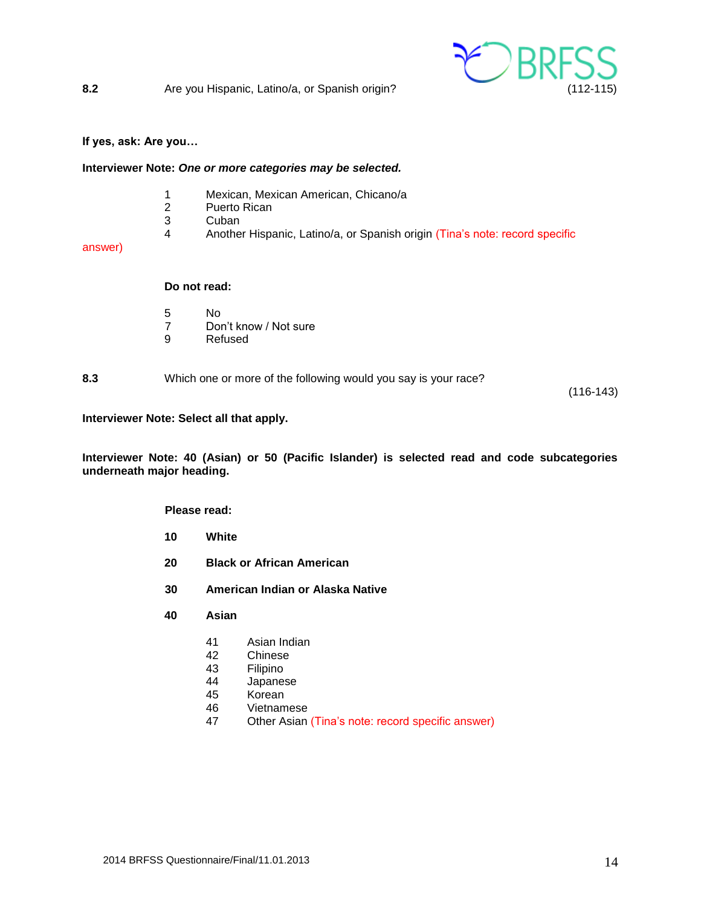**8.2** Are you Hispanic, Latino/a, or Spanish origin? (112-115)

**If yes, ask: Are you…**

**Interviewer Note:** ***One or more categories may be selected.***

1 Mexican, Mexican American, Chicano/a
2 Puerto Rican
3 Cuban
4 Another Hispanic, Latino/a, or Spanish origin (Tina's note: record specific answer)

**Do not read:**

5 No
7 Don't know / Not sure
9 Refused

**8.3** Which one or more of the following would you say is your race? (116-143)

**Interviewer Note: Select all that apply.**

**Interviewer Note: 40 (Asian) or 50 (Pacific Islander) is selected read and code subcategories underneath major heading.**

**Please read:**

**10 White**

**20 Black or African American**

**30 American Indian or Alaska Native**

**40 Asian**

41 Asian Indian
42 Chinese
43 Filipino
44 Japanese
45 Korean
46 Vietnamese
47 Other Asian (Tina's note: record specific answer)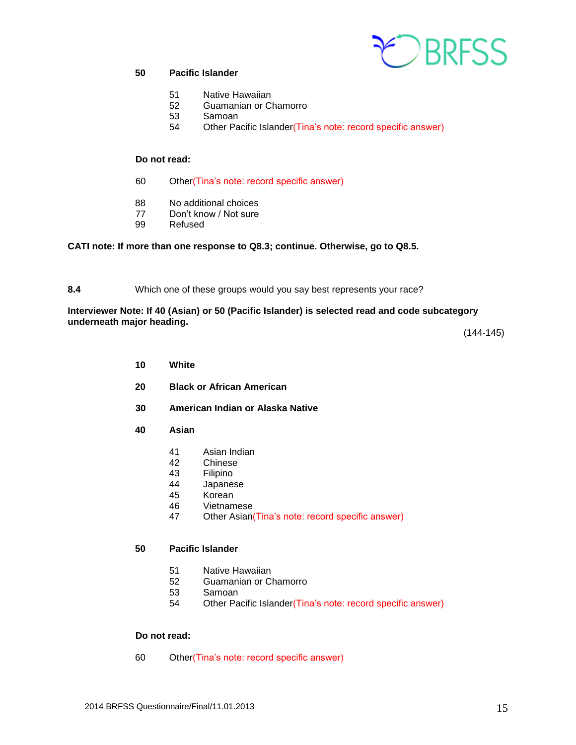**50 Pacific Islander**

51 Native Hawaiian
52 Guamanian or Chamorro
53 Samoan
54 Other Pacific Islander(Tina's note: record specific answer)

**Do not read:**

60 Other(Tina's note: record specific answer)

88 No additional choices
77 Don't know / Not sure
99 Refused

**CATI note: If more than one response to Q8.3; continue. Otherwise, go to Q8.5.**

**8.4** Which one of these groups would you say best represents your race?

**Interviewer Note: If 40 (Asian) or 50 (Pacific Islander) is selected read and code subcategory underneath major heading.**

(144-145)

**10 White**

**20 Black or African American**

**30 American Indian or Alaska Native**

**40 Asian**

41 Asian Indian
42 Chinese
43 Filipino
44 Japanese
45 Korean
46 Vietnamese
47 Other Asian(Tina's note: record specific answer)

**50 Pacific Islander**

51 Native Hawaiian
52 Guamanian or Chamorro
53 Samoan
54 Other Pacific Islander(Tina's note: record specific answer)

**Do not read:**

60 Other(Tina's note: record specific answer)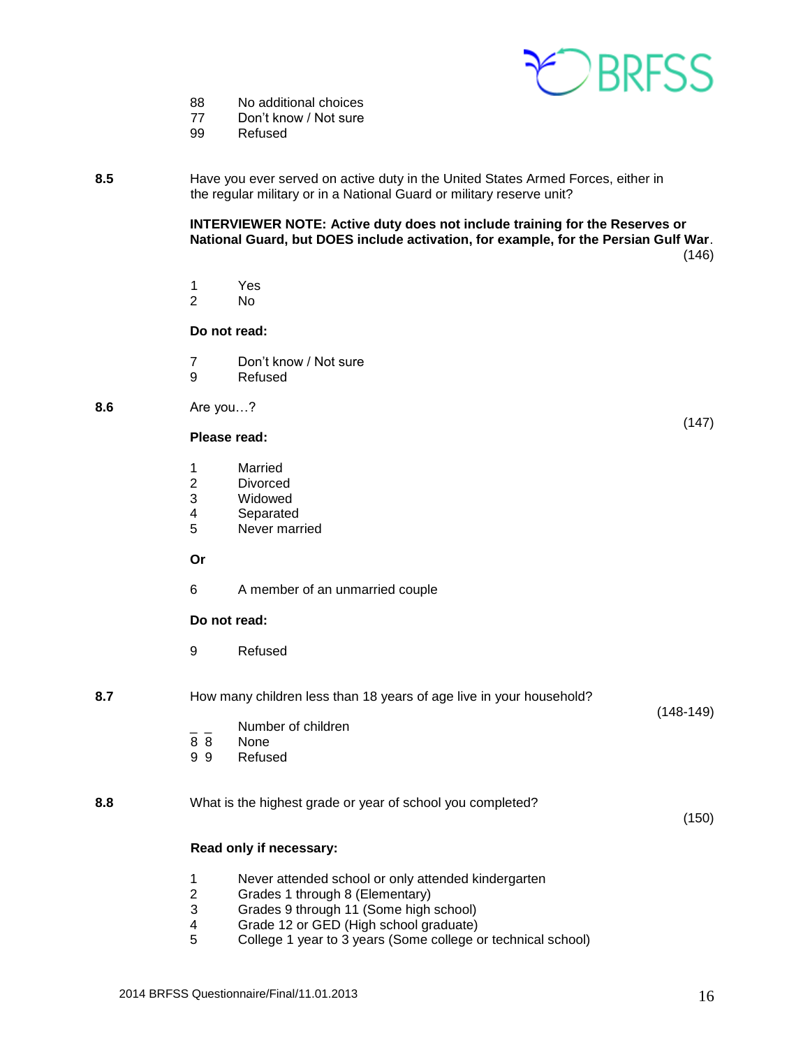88 No additional choices
77 Don't know / Not sure
99 Refused

**8.5** Have you ever served on active duty in the United States Armed Forces, either in the regular military or in a National Guard or military reserve unit?

**INTERVIEWER NOTE: Active duty does not include training for the Reserves or National Guard, but DOES include activation, for example, for the Persian Gulf War**.

(146)

1 Yes
2 No

**Do not read:**

7 Don't know / Not sure
9 Refused

**8.6** Are you…?

(147)

**Please read:**

1 Married
2 Divorced
3 Widowed
4 Separated
5 Never married

**Or**

6 A member of an unmarried couple

**Do not read:**

9 Refused

**8.7** How many children less than 18 years of age live in your household?

(148-149)

_ _ Number of children
8 8 None
9 9 Refused

**8.8** What is the highest grade or year of school you completed?

(150)

**Read only if necessary:**

1 Never attended school or only attended kindergarten
2 Grades 1 through 8 (Elementary)
3 Grades 9 through 11 (Some high school)
4 Grade 12 or GED (High school graduate)
5 College 1 year to 3 years (Some college or technical school)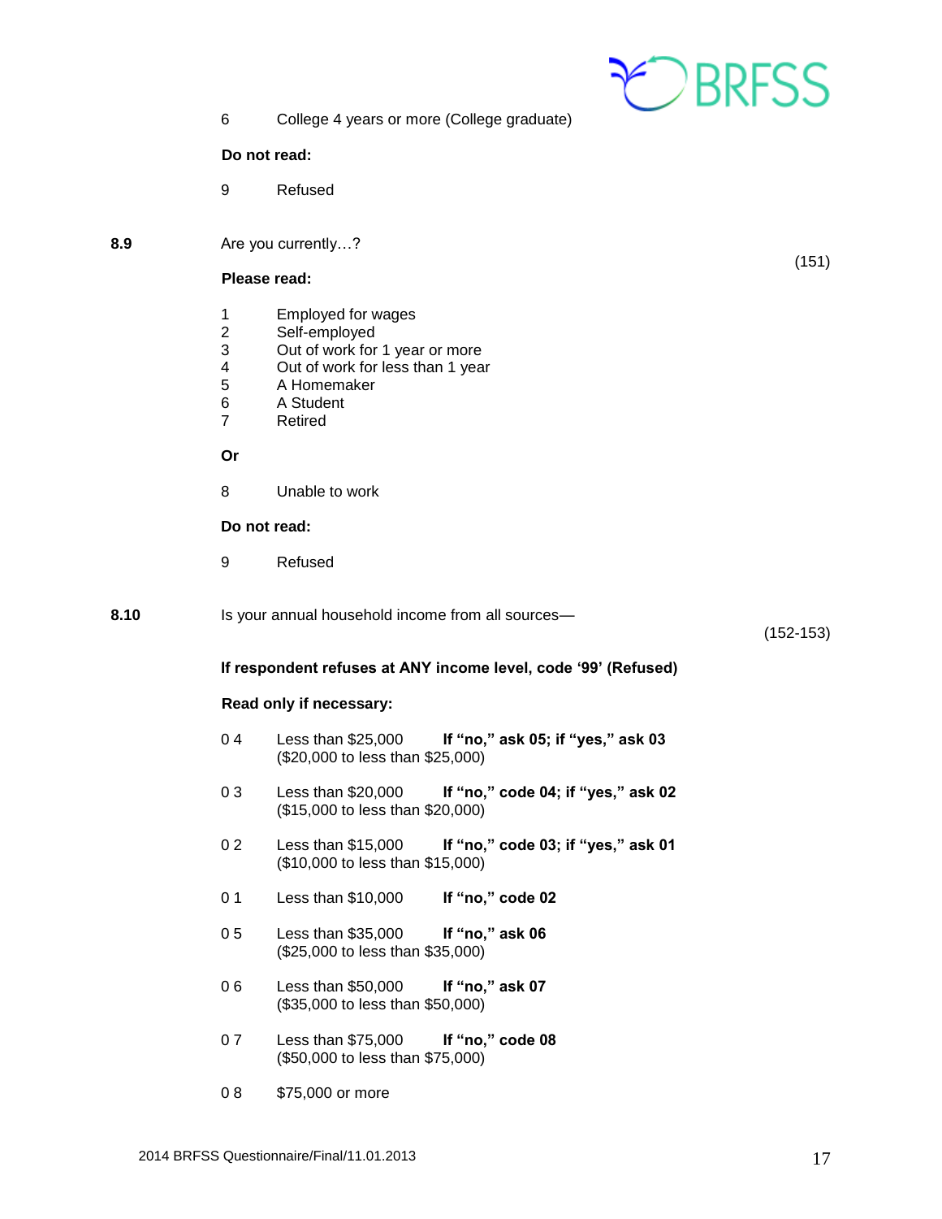6 College 4 years or more (College graduate)

**Do not read:**

9 Refused

**8.9** Are you currently…? (151)

**Please read:**

1 Employed for wages
2 Self-employed
3 Out of work for 1 year or more
4 Out of work for less than 1 year
5 A Homemaker
6 A Student
7 Retired

**Or**

8 Unable to work

**Do not read:**

9 Refused

**8.10** Is your annual household income from all sources— (152-153)

**If respondent refuses at ANY income level, code '99' (Refused)**

**Read only if necessary:**

0 4 Less than $25,000 **If "no," ask 05; if "yes," ask 03**
($20,000 to less than $25,000)

0 3 Less than $20,000 **If "no," code 04; if "yes," ask 02**
($15,000 to less than $20,000)

0 2 Less than $15,000 **If "no," code 03; if "yes," ask 01**
($10,000 to less than $15,000)

0 1 Less than $10,000 **If "no," code 02**

0 5 Less than $35,000 **If "no," ask 06**
($25,000 to less than $35,000)

0 6 Less than $50,000 **If "no," ask 07**
($35,000 to less than $50,000)

0 7 Less than $75,000 **If "no," code 08**
($50,000 to less than $75,000)

0 8 $75,000 or more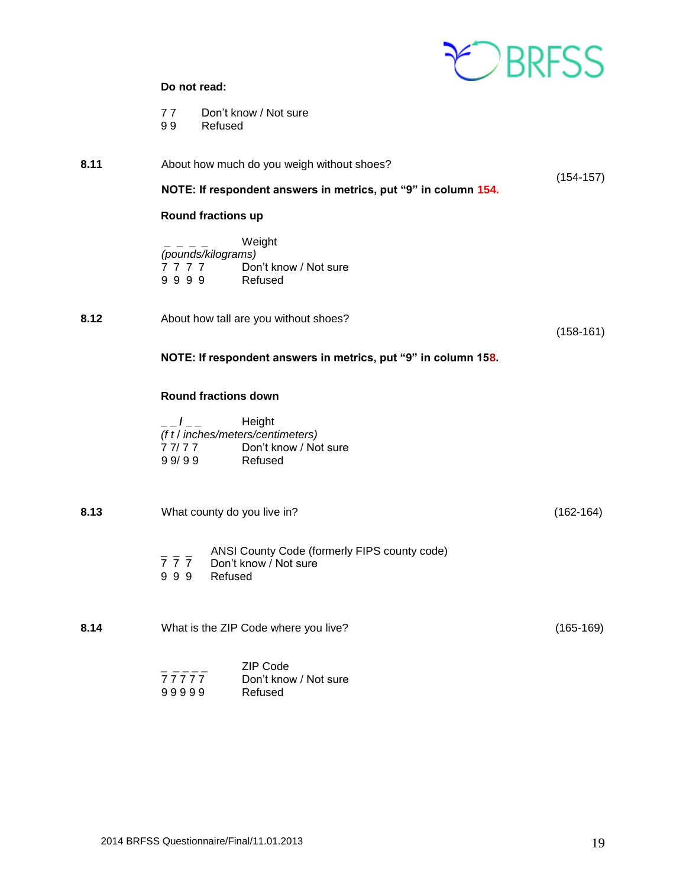**Do not read:**

7 7 Don't know / Not sure
9 9 Refused

**8.11** About how much do you weigh without shoes? (154-157)

**NOTE: If respondent answers in metrics, put "9" in column 154.**

**Round fractions up**

_ _ _ _ Weight
*(pounds/kilograms)*
7 7 7 7 Don't know / Not sure
9 9 9 9 Refused

**8.12** About how tall are you without shoes? (158-161)

**NOTE: If respondent answers in metrics, put "9" in column 158.**

**Round fractions down**

_ _ **/** _ _ Height
*(f t / inches/meters/centimeters)*
7 7/ 7 7 Don't know / Not sure
9 9/ 9 9 Refused

**8.13** What county do you live in? (162-164)

_ _ _ ANSI County Code (formerly FIPS county code)
7 7 7 Don't know / Not sure
9 9 9 Refused

**8.14** What is the ZIP Code where you live? (165-169)

_ _ _ _ _ ZIP Code
7 7 7 7 7 Don't know / Not sure
9 9 9 9 9 Refused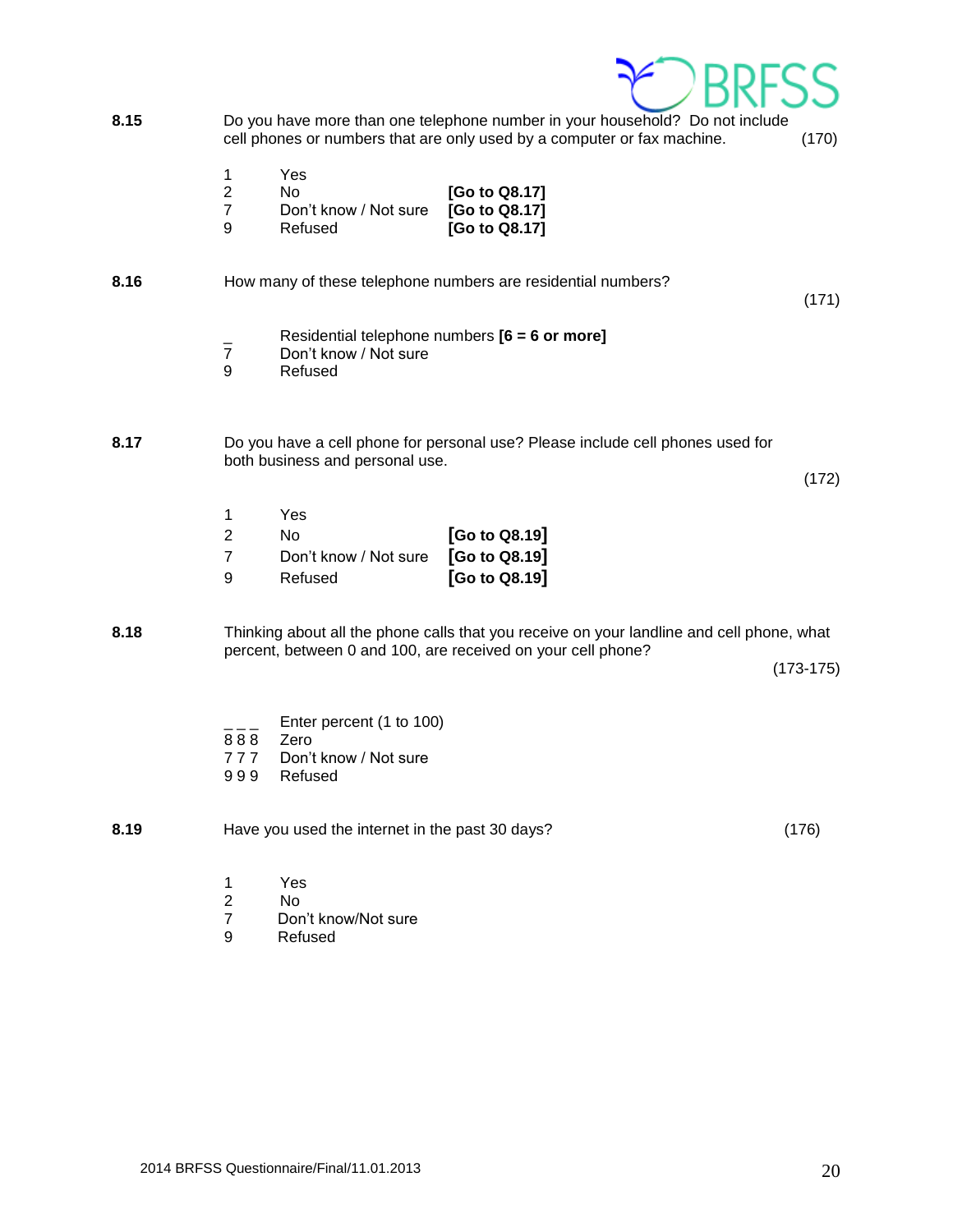**8.15** Do you have more than one telephone number in your household? Do not include cell phones or numbers that are only used by a computer or fax machine. (170)

| | | |
|---|---|---|
| 1 | Yes | |
| 2 | No | **[Go to Q8.17]** |
| 7 | Don't know / Not sure | **[Go to Q8.17]** |
| 9 | Refused | **[Go to Q8.17]** |

**8.16** How many of these telephone numbers are residential numbers? (171)

| | |
|---|---|
| _ | Residential telephone numbers **[6 = 6 or more]** |
| 7 | Don't know / Not sure |
| 9 | Refused |

**8.17** Do you have a cell phone for personal use? Please include cell phones used for both business and personal use. (172)

| | | |
|---|---|---|
| 1 | Yes | |
| 2 | No | **[Go to Q8.19]** |
| 7 | Don't know / Not sure | **[Go to Q8.19]** |
| 9 | Refused | **[Go to Q8.19]** |

**8.18** Thinking about all the phone calls that you receive on your landline and cell phone, what percent, between 0 and 100, are received on your cell phone? (173-175)

| | |
|---|---|
| _ _ _ | Enter percent (1 to 100) |
| 8 8 8 | Zero |
| 7 7 7 | Don't know / Not sure |
| 9 9 9 | Refused |

**8.19** Have you used the internet in the past 30 days? (176)

| | |
|---|---|
| 1 | Yes |
| 2 | No |
| 7 | Don't know/Not sure |
| 9 | Refused |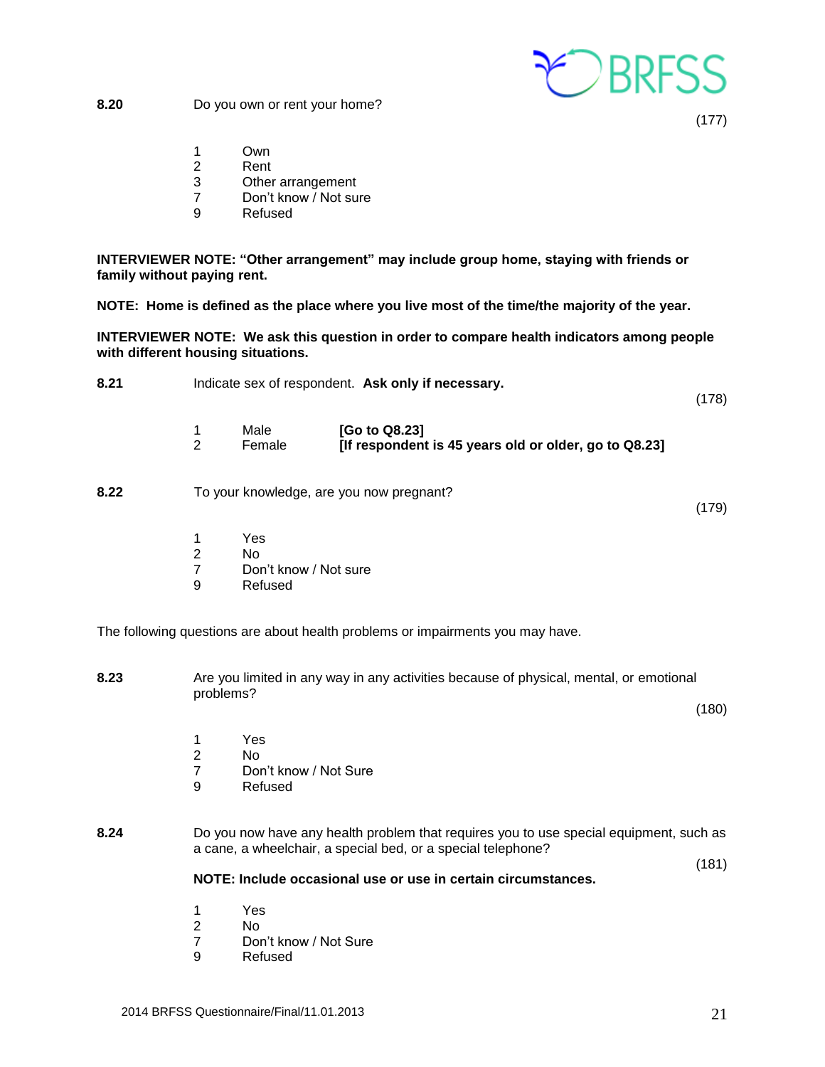**8.20** Do you own or rent your home?

(177)

1 Own
2 Rent
3 Other arrangement
7 Don't know / Not sure
9 Refused

**INTERVIEWER NOTE: "Other arrangement" may include group home, staying with friends or family without paying rent.**

**NOTE: Home is defined as the place where you live most of the time/the majority of the year.**

**INTERVIEWER NOTE: We ask this question in order to compare health indicators among people with different housing situations.**

**8.21** Indicate sex of respondent. **Ask only if necessary.**

(178)

1 Male **[Go to Q8.23]**
2 Female **[If respondent is 45 years old or older, go to Q8.23]**

**8.22** To your knowledge, are you now pregnant?

(179)

1 Yes
2 No
7 Don't know / Not sure
9 Refused

The following questions are about health problems or impairments you may have.

**8.23** Are you limited in any way in any activities because of physical, mental, or emotional problems?

(180)

1 Yes
2 No
7 Don't know / Not Sure
9 Refused

**8.24** Do you now have any health problem that requires you to use special equipment, such as a cane, a wheelchair, a special bed, or a special telephone?

(181)

**NOTE: Include occasional use or use in certain circumstances.**

1 Yes
2 No
7 Don't know / Not Sure
9 Refused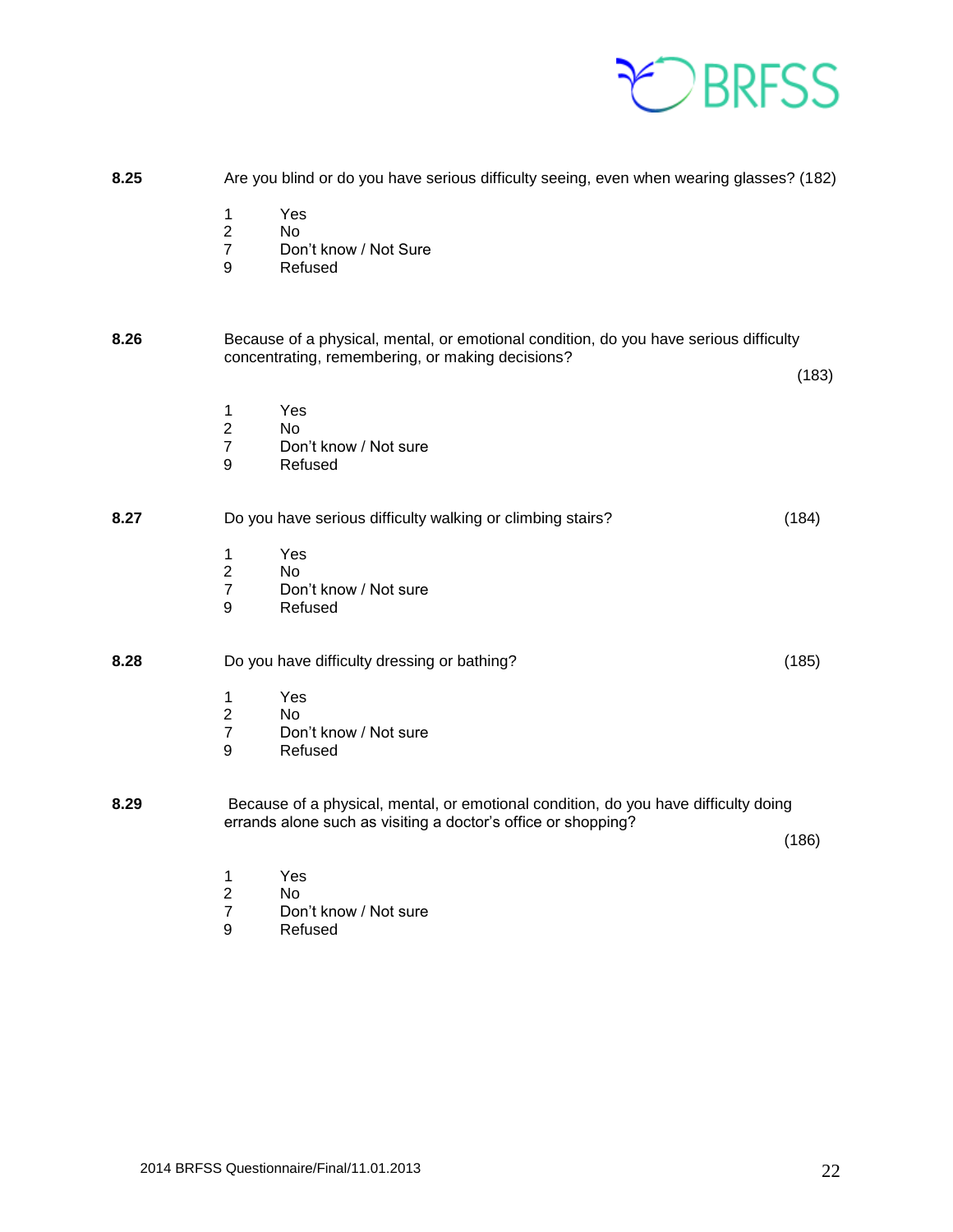**8.25** Are you blind or do you have serious difficulty seeing, even when wearing glasses? (182)

1 Yes
2 No
7 Don't know / Not Sure
9 Refused

**8.26** Because of a physical, mental, or emotional condition, do you have serious difficulty concentrating, remembering, or making decisions? (183)

1 Yes
2 No
7 Don't know / Not sure
9 Refused

**8.27** Do you have serious difficulty walking or climbing stairs? (184)

1 Yes
2 No
7 Don't know / Not sure
9 Refused

**8.28** Do you have difficulty dressing or bathing? (185)

1 Yes
2 No
7 Don't know / Not sure
9 Refused

**8.29** Because of a physical, mental, or emotional condition, do you have difficulty doing errands alone such as visiting a doctor's office or shopping? (186)

1 Yes
2 No
7 Don't know / Not sure
9 Refused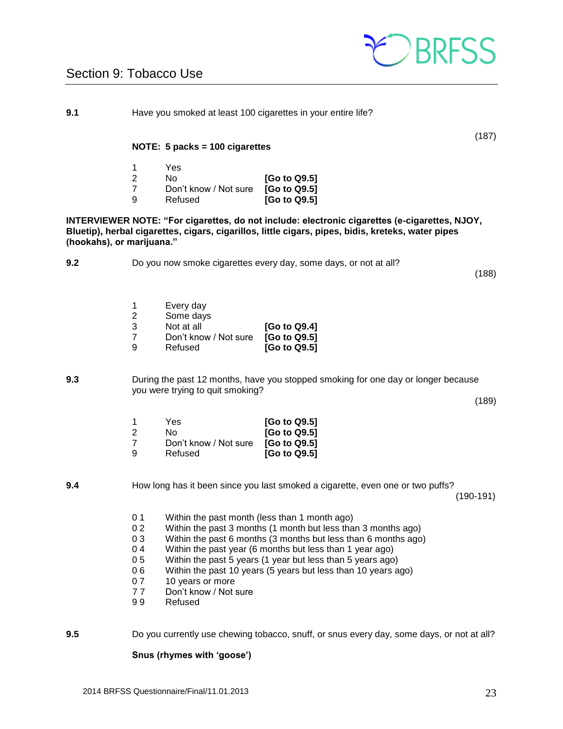## Section 9: Tobacco Use

**9.1** Have you smoked at least 100 cigarettes in your entire life?

(187)

**NOTE: 5 packs = 100 cigarettes**

| | | |
|---|---|---|
| 1 | Yes | |
| 2 | No | **[Go to Q9.5]** |
| 7 | Don't know / Not sure | **[Go to Q9.5]** |
| 9 | Refused | **[Go to Q9.5]** |

**INTERVIEWER NOTE: "For cigarettes, do not include: electronic cigarettes (e-cigarettes, NJOY, Bluetip), herbal cigarettes, cigars, cigarillos, little cigars, pipes, bidis, kreteks, water pipes (hookahs), or marijuana."**

**9.2** Do you now smoke cigarettes every day, some days, or not at all?

(188)

| | | |
|---|---|---|
| 1 | Every day | |
| 2 | Some days | |
| 3 | Not at all | **[Go to Q9.4]** |
| 7 | Don't know / Not sure | **[Go to Q9.5]** |
| 9 | Refused | **[Go to Q9.5]** |

**9.3** During the past 12 months, have you stopped smoking for one day or longer because you were trying to quit smoking?

(189)

| | | |
|---|---|---|
| 1 | Yes | **[Go to Q9.5]** |
| 2 | No | **[Go to Q9.5]** |
| 7 | Don't know / Not sure | **[Go to Q9.5]** |
| 9 | Refused | **[Go to Q9.5]** |

**9.4** How long has it been since you last smoked a cigarette, even one or two puffs?

(190-191)

| | |
|---|---|
| 0 1 | Within the past month (less than 1 month ago) |
| 0 2 | Within the past 3 months (1 month but less than 3 months ago) |
| 0 3 | Within the past 6 months (3 months but less than 6 months ago) |
| 0 4 | Within the past year (6 months but less than 1 year ago) |
| 0 5 | Within the past 5 years (1 year but less than 5 years ago) |
| 0 6 | Within the past 10 years (5 years but less than 10 years ago) |
| 0 7 | 10 years or more |
| 7 7 | Don't know / Not sure |
| 9 9 | Refused |

**9.5** Do you currently use chewing tobacco, snuff, or snus every day, some days, or not at all?

**Snus (rhymes with 'goose')**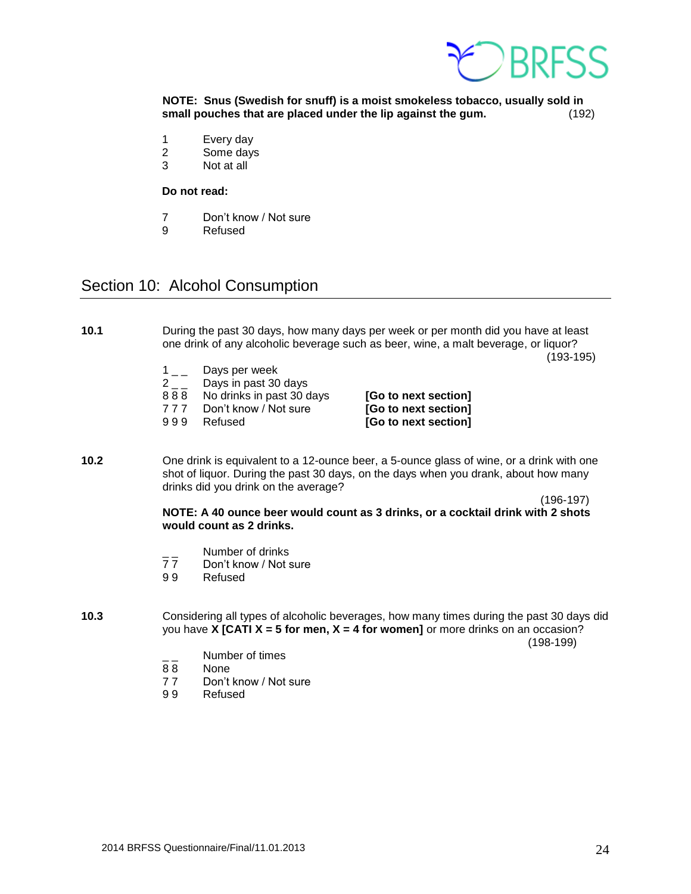**NOTE: Snus (Swedish for snuff) is a moist smokeless tobacco, usually sold in small pouches that are placed under the lip against the gum.** (192)

1 Every day
2 Some days
3 Not at all

**Do not read:**

7 Don't know / Not sure
9 Refused

## Section 10: Alcohol Consumption

**10.1** During the past 30 days, how many days per week or per month did you have at least one drink of any alcoholic beverage such as beer, wine, a malt beverage, or liquor? (193-195)

1 _ _ Days per week
2 _ _ Days in past 30 days
8 8 8 No drinks in past 30 days **[Go to next section]**
7 7 7 Don't know / Not sure **[Go to next section]**
9 9 9 Refused **[Go to next section]**

**10.2** One drink is equivalent to a 12-ounce beer, a 5-ounce glass of wine, or a drink with one shot of liquor. During the past 30 days, on the days when you drank, about how many drinks did you drink on the average? (196-197)

**NOTE: A 40 ounce beer would count as 3 drinks, or a cocktail drink with 2 shots would count as 2 drinks.**

_ _ Number of drinks
7 7 Don't know / Not sure
9 9 Refused

**10.3** Considering all types of alcoholic beverages, how many times during the past 30 days did you have **X [CATI X = 5 for men, X = 4 for women]** or more drinks on an occasion? (198-199)

_ _ Number of times
8 8 None
7 7 Don't know / Not sure
9 9 Refused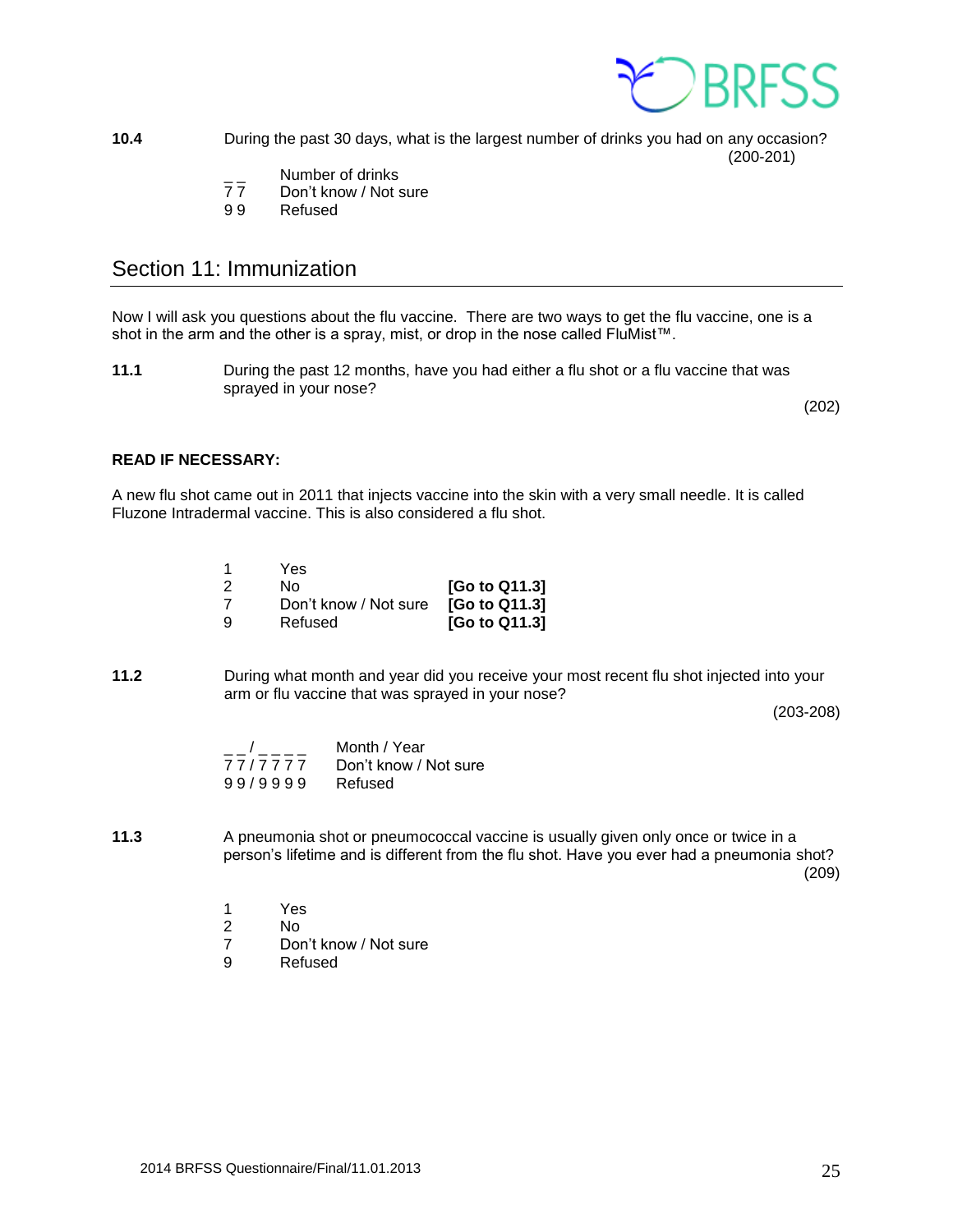**10.4** During the past 30 days, what is the largest number of drinks you had on any occasion?

(200-201)

_ _ Number of drinks
7 7 Don't know / Not sure
9 9 Refused

## Section 11: Immunization

Now I will ask you questions about the flu vaccine. There are two ways to get the flu vaccine, one is a shot in the arm and the other is a spray, mist, or drop in the nose called FluMist™.

**11.1** During the past 12 months, have you had either a flu shot or a flu vaccine that was sprayed in your nose?

(202)

**READ IF NECESSARY:**

A new flu shot came out in 2011 that injects vaccine into the skin with a very small needle. It is called Fluzone Intradermal vaccine. This is also considered a flu shot.

1 Yes
2 No **[Go to Q11.3]**
7 Don't know / Not sure **[Go to Q11.3]**
9 Refused **[Go to Q11.3]**

**11.2** During what month and year did you receive your most recent flu shot injected into your arm or flu vaccine that was sprayed in your nose?

(203-208)

_ _ / _ _ _ _ Month / Year
7 7 / 7 7 7 7 Don't know / Not sure
9 9 / 9 9 9 9 Refused

**11.3** A pneumonia shot or pneumococcal vaccine is usually given only once or twice in a person's lifetime and is different from the flu shot. Have you ever had a pneumonia shot?

(209)

1 Yes
2 No
7 Don't know / Not sure
9 Refused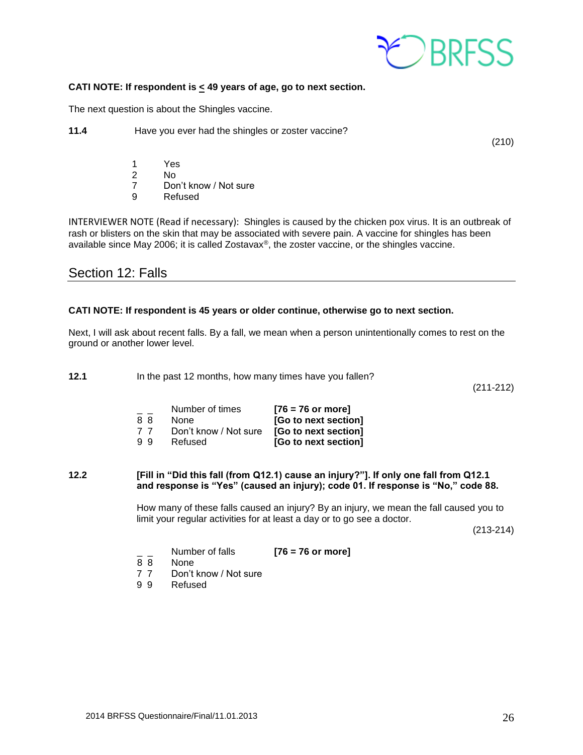**CATI NOTE: If respondent is < 49 years of age, go to next section.**

The next question is about the Shingles vaccine.

**11.4** Have you ever had the shingles or zoster vaccine?

(210)

1 Yes
2 No
7 Don't know / Not sure
9 Refused

INTERVIEWER NOTE (Read if necessary): Shingles is caused by the chicken pox virus. It is an outbreak of rash or blisters on the skin that may be associated with severe pain. A vaccine for shingles has been available since May 2006; it is called Zostavax®, the zoster vaccine, or the shingles vaccine.

## Section 12: Falls

**CATI NOTE: If respondent is 45 years or older continue, otherwise go to next section.**

Next, I will ask about recent falls. By a fall, we mean when a person unintentionally comes to rest on the ground or another lower level.

**12.1** In the past 12 months, how many times have you fallen?

(211-212)

| | | |
|---|---|---|
| _ _ | Number of times | **[76 = 76 or more]** |
| 8 8 | None | **[Go to next section]** |
| 7 7 | Don't know / Not sure | **[Go to next section]** |
| 9 9 | Refused | **[Go to next section]** |

**12.2** **[Fill in "Did this fall (from Q12.1) cause an injury?"]. If only one fall from Q12.1 and response is "Yes" (caused an injury); code 01. If response is "No," code 88.**

How many of these falls caused an injury? By an injury, we mean the fall caused you to limit your regular activities for at least a day or to go see a doctor.

(213-214)

| | | |
|---|---|---|
| _ _ | Number of falls | **[76 = 76 or more]** |
| 8 8 | None | |
| 7 7 | Don't know / Not sure | |
| 9 9 | Refused | |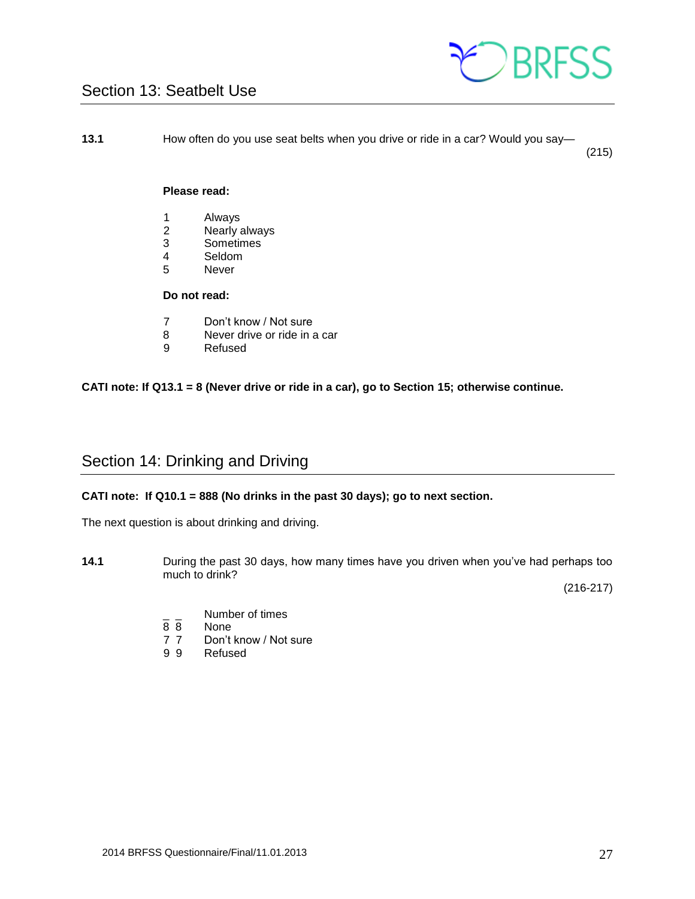## Section 13: Seatbelt Use

**13.1** How often do you use seat belts when you drive or ride in a car? Would you say—

(215)

**Please read:**

1 Always
2 Nearly always
3 Sometimes
4 Seldom
5 Never

**Do not read:**

7 Don't know / Not sure
8 Never drive or ride in a car
9 Refused

**CATI note: If Q13.1 = 8 (Never drive or ride in a car), go to Section 15; otherwise continue.**

## Section 14: Drinking and Driving

**CATI note: If Q10.1 = 888 (No drinks in the past 30 days); go to next section.**

The next question is about drinking and driving.

**14.1** During the past 30 days, how many times have you driven when you've had perhaps too much to drink?

(216-217)

_ _ Number of times
8 8 None
7 7 Don't know / Not sure
9 9 Refused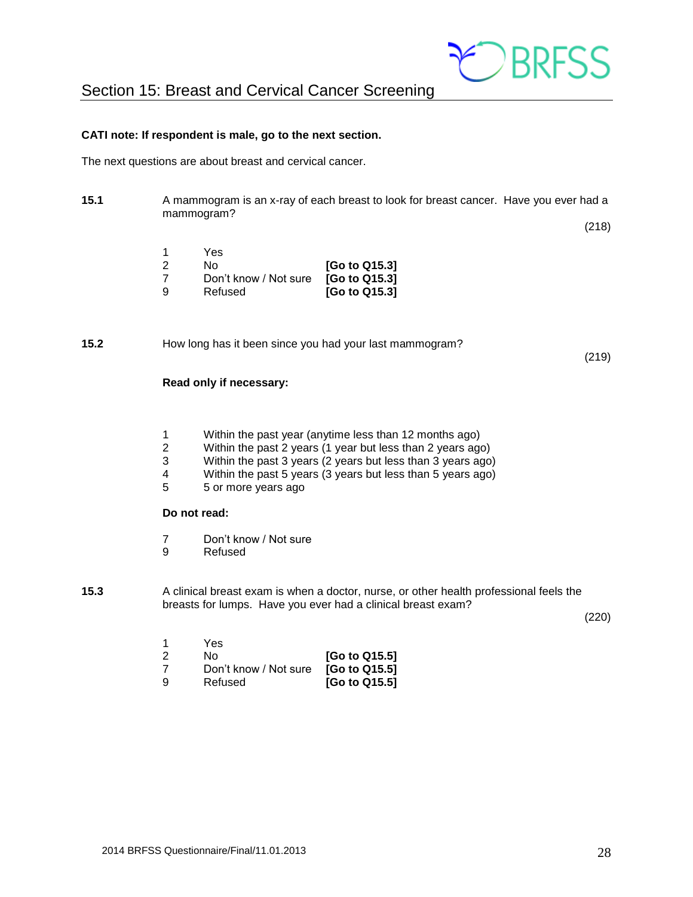## Section 15: Breast and Cervical Cancer Screening

**CATI note: If respondent is male, go to the next section.**

The next questions are about breast and cervical cancer.

**15.1** A mammogram is an x-ray of each breast to look for breast cancer. Have you ever had a mammogram? (218)

1 Yes
2 No **[Go to Q15.3]**
7 Don't know / Not sure **[Go to Q15.3]**
9 Refused **[Go to Q15.3]**

**15.2** How long has it been since you had your last mammogram? (219)

**Read only if necessary:**

1 Within the past year (anytime less than 12 months ago)
2 Within the past 2 years (1 year but less than 2 years ago)
3 Within the past 3 years (2 years but less than 3 years ago)
4 Within the past 5 years (3 years but less than 5 years ago)
5 5 or more years ago

**Do not read:**

7 Don't know / Not sure
9 Refused

**15.3** A clinical breast exam is when a doctor, nurse, or other health professional feels the breasts for lumps. Have you ever had a clinical breast exam? (220)

1 Yes
2 No **[Go to Q15.5]**
7 Don't know / Not sure **[Go to Q15.5]**
9 Refused **[Go to Q15.5]**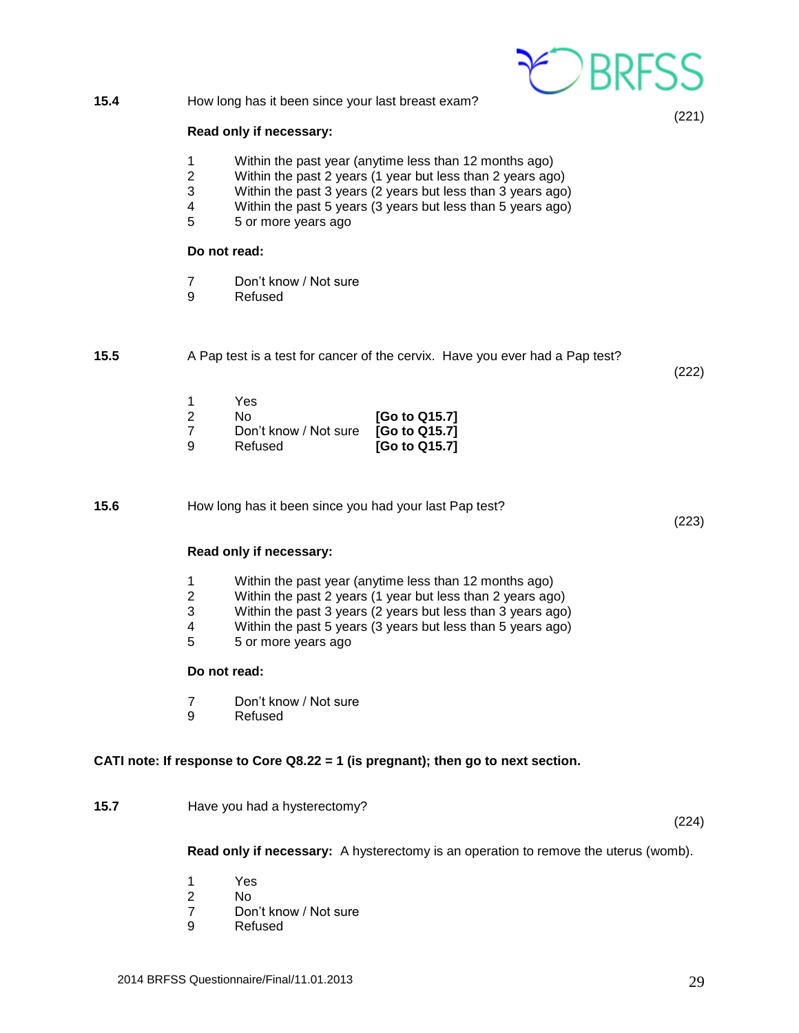**15.4** How long has it been since your last breast exam?

(221)

**Read only if necessary:**

1 Within the past year (anytime less than 12 months ago)
2 Within the past 2 years (1 year but less than 2 years ago)
3 Within the past 3 years (2 years but less than 3 years ago)
4 Within the past 5 years (3 years but less than 5 years ago)
5 5 or more years ago

**Do not read:**

7 Don't know / Not sure
9 Refused

**15.5** A Pap test is a test for cancer of the cervix. Have you ever had a Pap test?

(222)

1 Yes
2 No **[Go to Q15.7]**
7 Don't know / Not sure **[Go to Q15.7]**
9 Refused **[Go to Q15.7]**

**15.6** How long has it been since you had your last Pap test?

(223)

**Read only if necessary:**

1 Within the past year (anytime less than 12 months ago)
2 Within the past 2 years (1 year but less than 2 years ago)
3 Within the past 3 years (2 years but less than 3 years ago)
4 Within the past 5 years (3 years but less than 5 years ago)
5 5 or more years ago

**Do not read:**

7 Don't know / Not sure
9 Refused

**CATI note: If response to Core Q8.22 = 1 (is pregnant); then go to next section.**

**15.7** Have you had a hysterectomy?

(224)

**Read only if necessary:** A hysterectomy is an operation to remove the uterus (womb).

1 Yes
2 No
7 Don't know / Not sure
9 Refused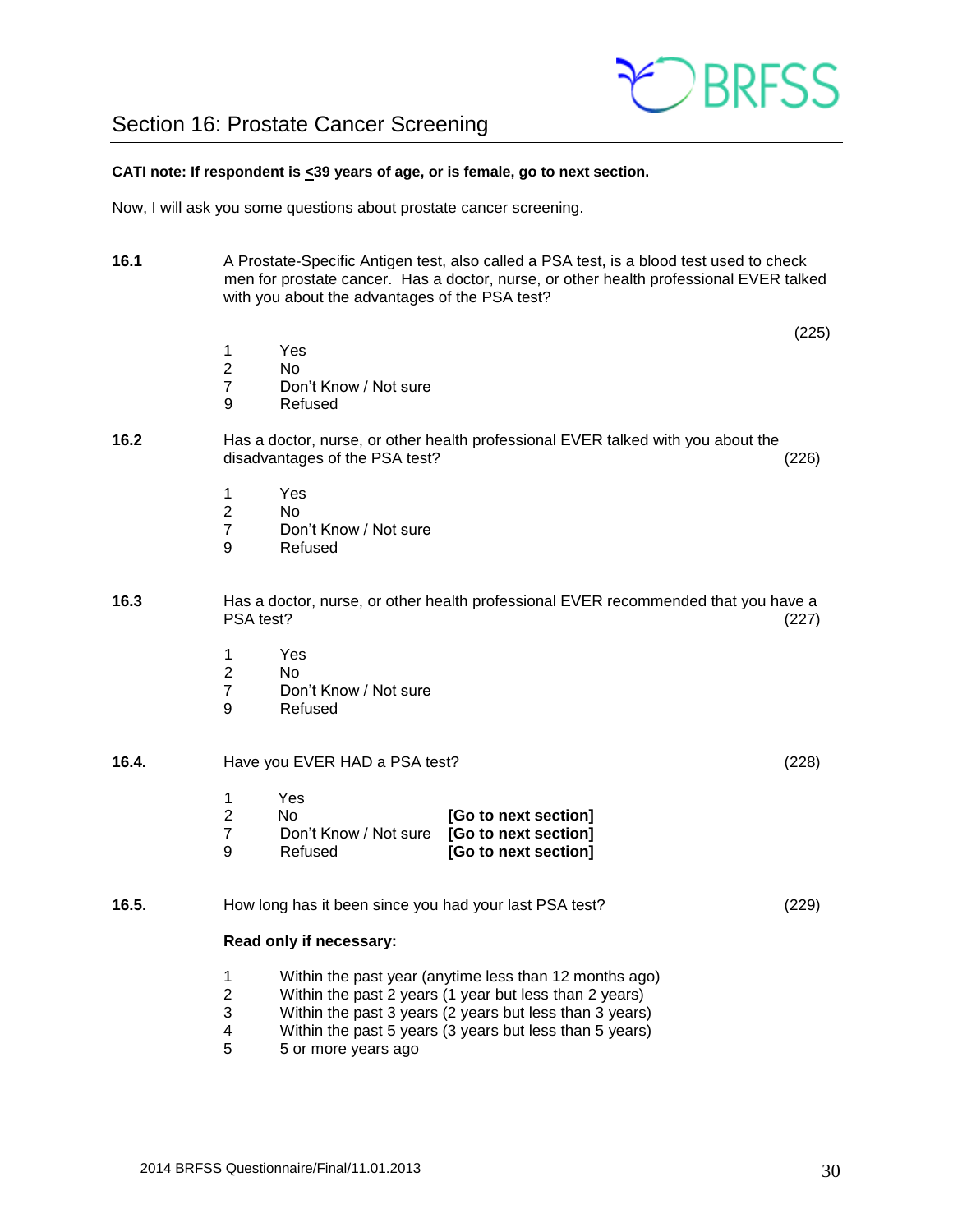## Section 16: Prostate Cancer Screening

**CATI note: If respondent is ≤39 years of age, or is female, go to next section.**

Now, I will ask you some questions about prostate cancer screening.

**16.1** A Prostate-Specific Antigen test, also called a PSA test, is a blood test used to check men for prostate cancer. Has a doctor, nurse, or other health professional EVER talked with you about the advantages of the PSA test? (225)

1 Yes
2 No
7 Don't Know / Not sure
9 Refused

**16.2** Has a doctor, nurse, or other health professional EVER talked with you about the disadvantages of the PSA test? (226)

1 Yes
2 No
7 Don't Know / Not sure
9 Refused

**16.3** Has a doctor, nurse, or other health professional EVER recommended that you have a PSA test? (227)

1 Yes
2 No
7 Don't Know / Not sure
9 Refused

**16.4.** Have you EVER HAD a PSA test? (228)

1 Yes
2 No **[Go to next section]**
7 Don't Know / Not sure **[Go to next section]**
9 Refused **[Go to next section]**

**16.5.** How long has it been since you had your last PSA test? (229)

**Read only if necessary:**

1 Within the past year (anytime less than 12 months ago)
2 Within the past 2 years (1 year but less than 2 years)
3 Within the past 3 years (2 years but less than 3 years)
4 Within the past 5 years (3 years but less than 5 years)
5 5 or more years ago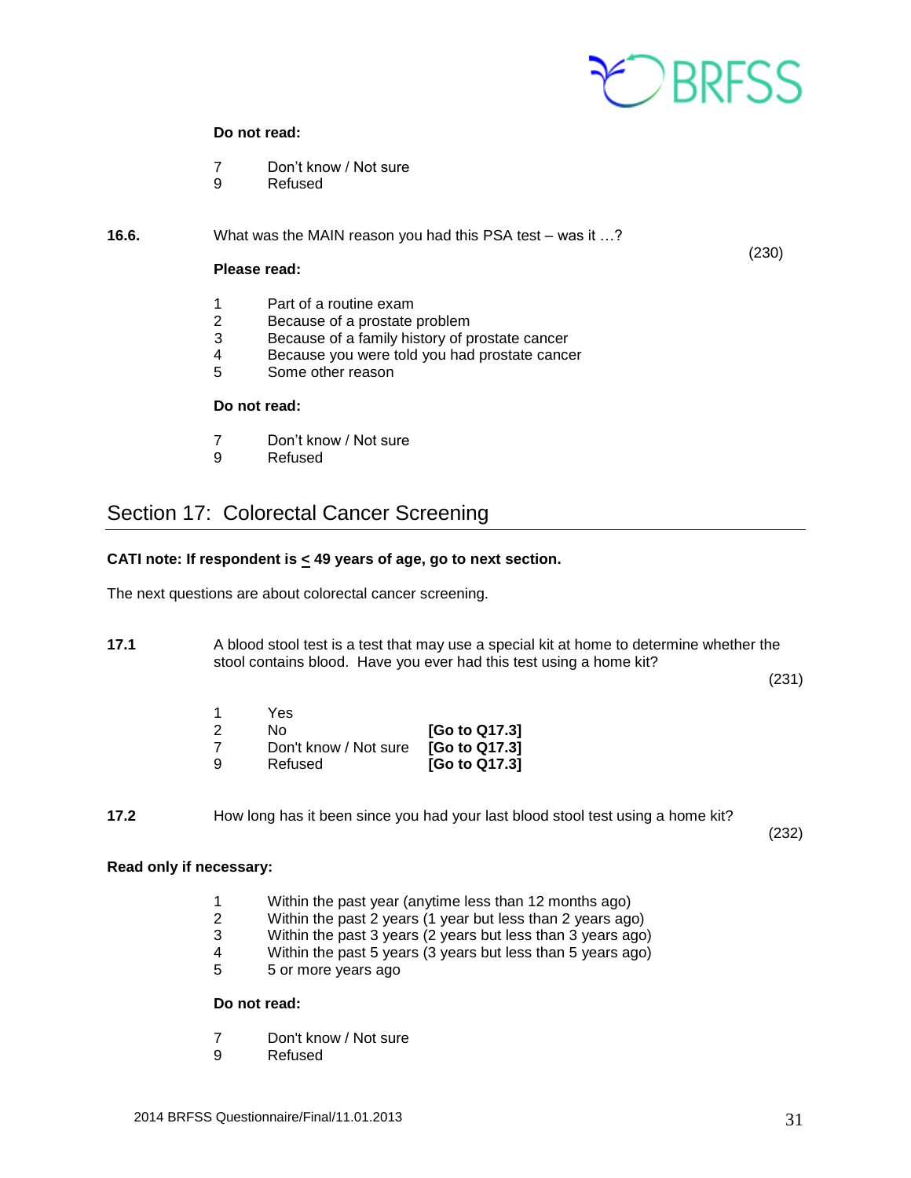**Do not read:**

7 Don't know / Not sure
9 Refused

**16.6.** What was the MAIN reason you had this PSA test – was it …? (230)

**Please read:**

1 Part of a routine exam
2 Because of a prostate problem
3 Because of a family history of prostate cancer
4 Because you were told you had prostate cancer
5 Some other reason

**Do not read:**

7 Don't know / Not sure
9 Refused

## Section 17: Colorectal Cancer Screening

**CATI note: If respondent is ≤ 49 years of age, go to next section.**

The next questions are about colorectal cancer screening.

**17.1** A blood stool test is a test that may use a special kit at home to determine whether the stool contains blood. Have you ever had this test using a home kit? (231)

1 Yes
2 No **[Go to Q17.3]**
7 Don't know / Not sure **[Go to Q17.3]**
9 Refused **[Go to Q17.3]**

**17.2** How long has it been since you had your last blood stool test using a home kit? (232)

**Read only if necessary:**

1 Within the past year (anytime less than 12 months ago)
2 Within the past 2 years (1 year but less than 2 years ago)
3 Within the past 3 years (2 years but less than 3 years ago)
4 Within the past 5 years (3 years but less than 5 years ago)
5 5 or more years ago

**Do not read:**

7 Don't know / Not sure
9 Refused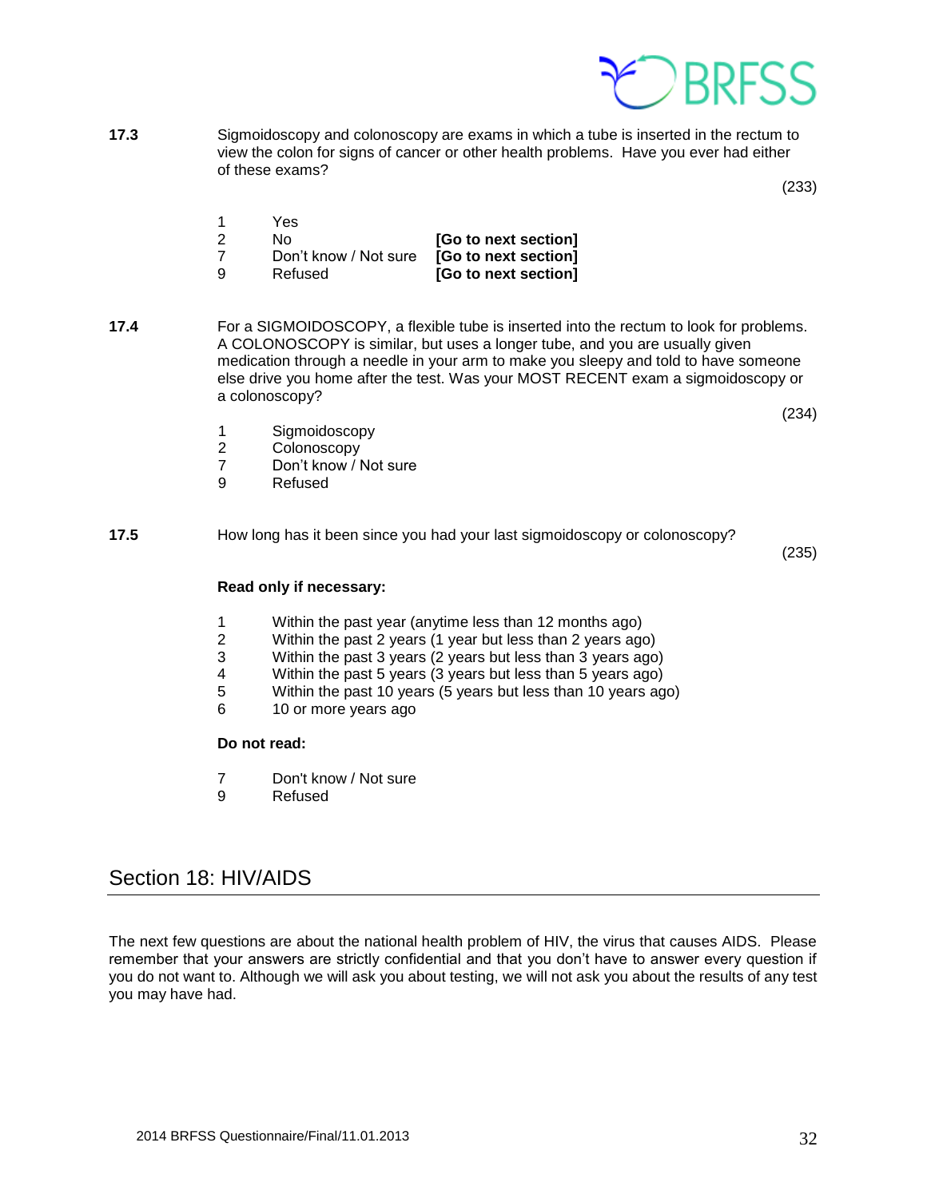**17.3** Sigmoidoscopy and colonoscopy are exams in which a tube is inserted in the rectum to view the colon for signs of cancer or other health problems. Have you ever had either of these exams?

(233)

1 Yes
2 No **[Go to next section]**
7 Don't know / Not sure **[Go to next section]**
9 Refused **[Go to next section]**

**17.4** For a SIGMOIDOSCOPY, a flexible tube is inserted into the rectum to look for problems. A COLONOSCOPY is similar, but uses a longer tube, and you are usually given medication through a needle in your arm to make you sleepy and told to have someone else drive you home after the test. Was your MOST RECENT exam a sigmoidoscopy or a colonoscopy?

(234)

1 Sigmoidoscopy
2 Colonoscopy
7 Don't know / Not sure
9 Refused

**17.5** How long has it been since you had your last sigmoidoscopy or colonoscopy?

(235)

**Read only if necessary:**

1 Within the past year (anytime less than 12 months ago)
2 Within the past 2 years (1 year but less than 2 years ago)
3 Within the past 3 years (2 years but less than 3 years ago)
4 Within the past 5 years (3 years but less than 5 years ago)
5 Within the past 10 years (5 years but less than 10 years ago)
6 10 or more years ago

**Do not read:**

7 Don't know / Not sure
9 Refused

## Section 18: HIV/AIDS

The next few questions are about the national health problem of HIV, the virus that causes AIDS. Please remember that your answers are strictly confidential and that you don't have to answer every question if you do not want to. Although we will ask you about testing, we will not ask you about the results of any test you may have had.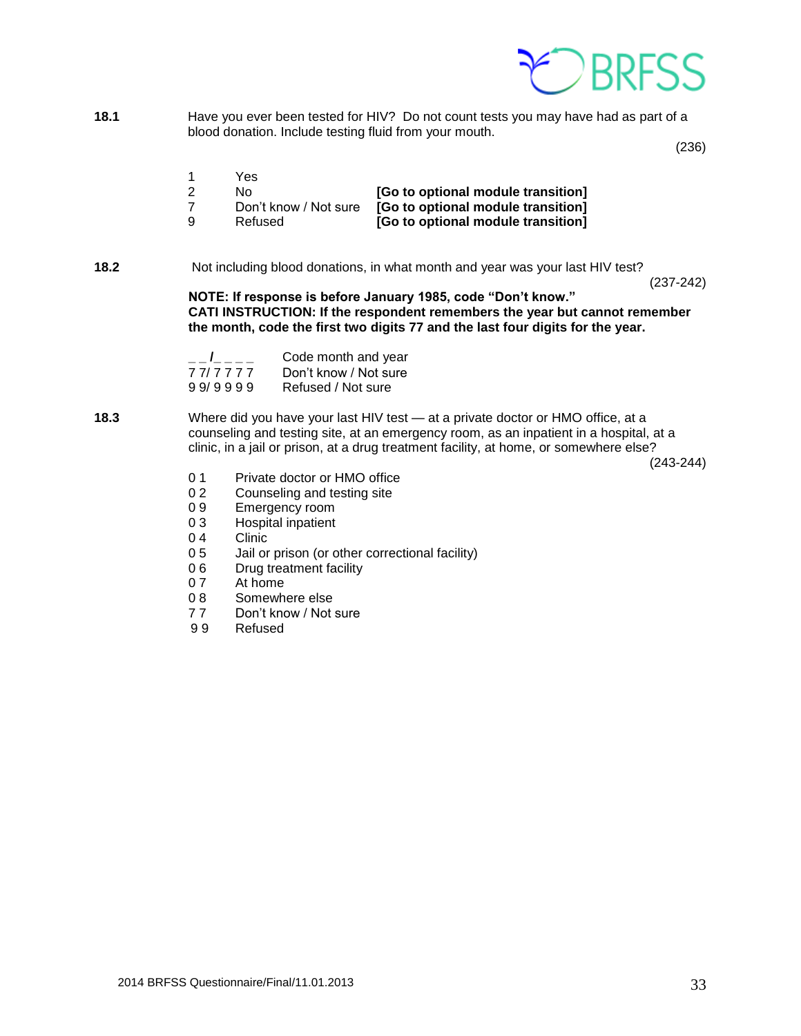**18.1** Have you ever been tested for HIV? Do not count tests you may have had as part of a blood donation. Include testing fluid from your mouth.

(236)

| | | |
|---|---|---|
| 1 | Yes | |
| 2 | No | **[Go to optional module transition]** |
| 7 | Don't know / Not sure | **[Go to optional module transition]** |
| 9 | Refused | **[Go to optional module transition]** |

**18.2** Not including blood donations, in what month and year was your last HIV test?

(237-242)

**NOTE: If response is before January 1985, code "Don't know."**
**CATI INSTRUCTION: If the respondent remembers the year but cannot remember the month, code the first two digits 77 and the last four digits for the year.**

| | |
|---|---|
| _ _ /_ _ _ _ | Code month and year |
| 7 7/ 7 7 7 7 | Don't know / Not sure |
| 9 9/ 9 9 9 9 | Refused / Not sure |

**18.3** Where did you have your last HIV test — at a private doctor or HMO office, at a counseling and testing site, at an emergency room, as an inpatient in a hospital, at a clinic, in a jail or prison, at a drug treatment facility, at home, or somewhere else?

(243-244)

| | |
|---|---|
| 0 1 | Private doctor or HMO office |
| 0 2 | Counseling and testing site |
| 0 9 | Emergency room |
| 0 3 | Hospital inpatient |
| 0 4 | Clinic |
| 0 5 | Jail or prison (or other correctional facility) |
| 0 6 | Drug treatment facility |
| 0 7 | At home |
| 0 8 | Somewhere else |
| 7 7 | Don't know / Not sure |
| 9 9 | Refused |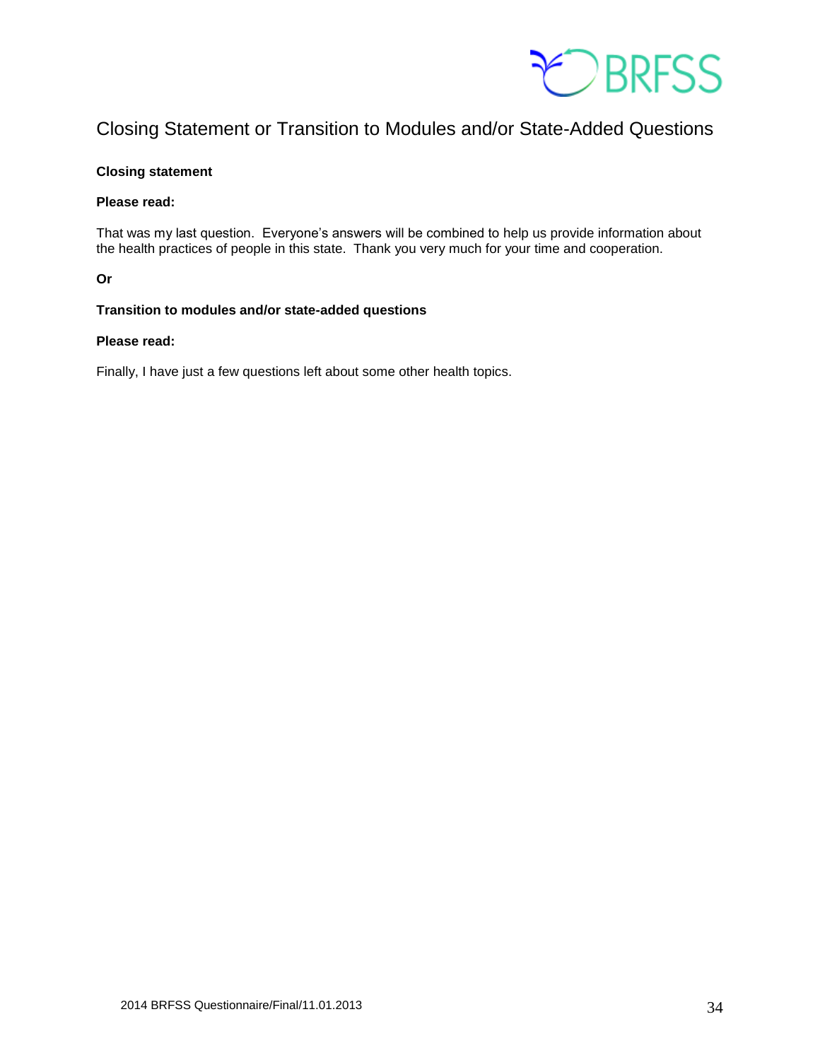## Closing Statement or Transition to Modules and/or State-Added Questions

**Closing statement**

**Please read:**

That was my last question. Everyone's answers will be combined to help us provide information about the health practices of people in this state. Thank you very much for your time and cooperation.

**Or**

**Transition to modules and/or state-added questions**

**Please read:**

Finally, I have just a few questions left about some other health topics.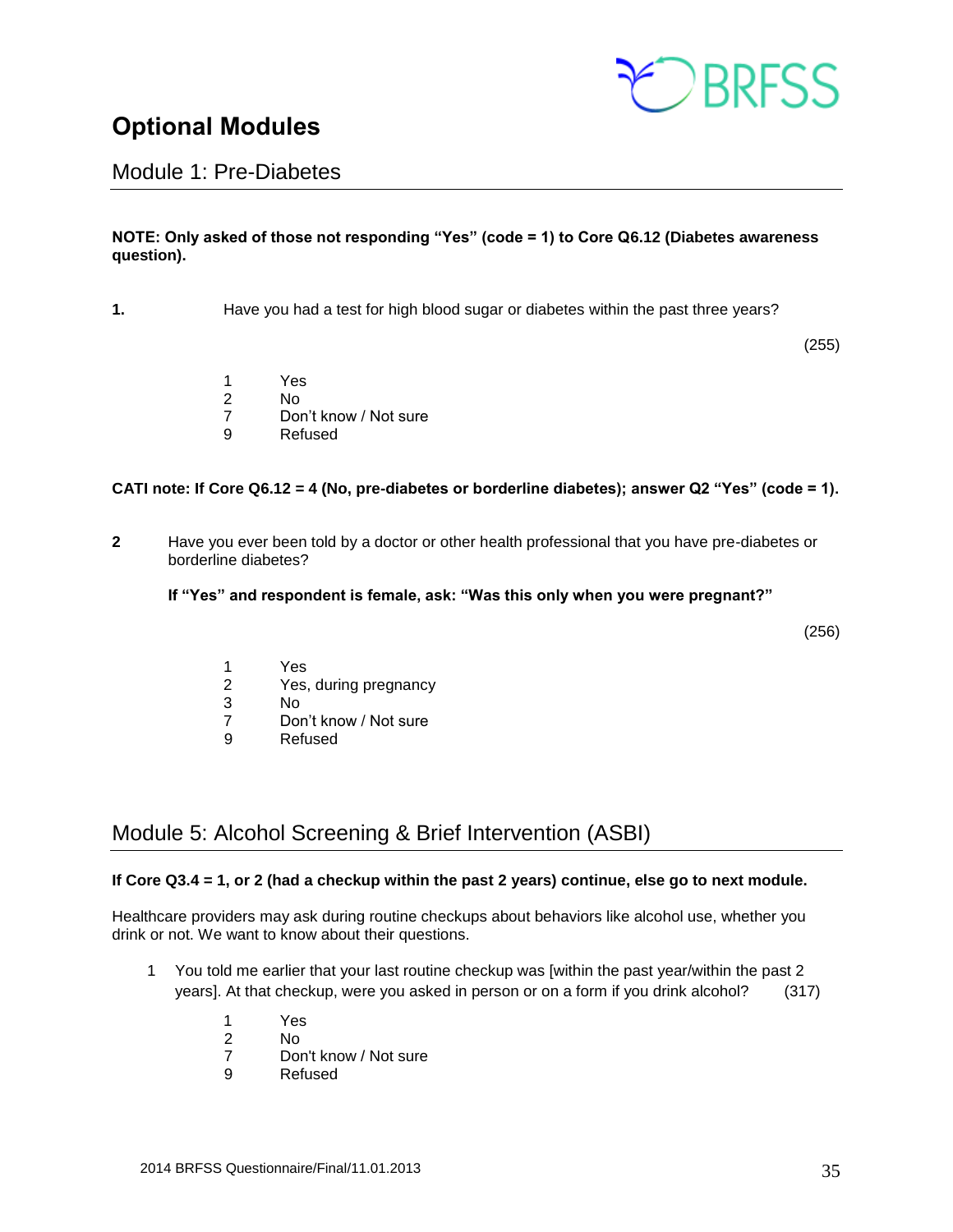# Optional Modules

## Module 1: Pre-Diabetes

**NOTE: Only asked of those not responding "Yes" (code = 1) to Core Q6.12 (Diabetes awareness question).**

**1.** Have you had a test for high blood sugar or diabetes within the past three years?

(255)

1 Yes
2 No
7 Don't know / Not sure
9 Refused

**CATI note: If Core Q6.12 = 4 (No, pre-diabetes or borderline diabetes); answer Q2 "Yes" (code = 1).**

**2** Have you ever been told by a doctor or other health professional that you have pre-diabetes or borderline diabetes?

**If "Yes" and respondent is female, ask: "Was this only when you were pregnant?"**

(256)

1 Yes
2 Yes, during pregnancy
3 No
7 Don't know / Not sure
9 Refused

## Module 5: Alcohol Screening & Brief Intervention (ASBI)

**If Core Q3.4 = 1, or 2 (had a checkup within the past 2 years) continue, else go to next module.**

Healthcare providers may ask during routine checkups about behaviors like alcohol use, whether you drink or not. We want to know about their questions.

1 You told me earlier that your last routine checkup was [within the past year/within the past 2 years]. At that checkup, were you asked in person or on a form if you drink alcohol? (317)

1 Yes
2 No
7 Don't know / Not sure
9 Refused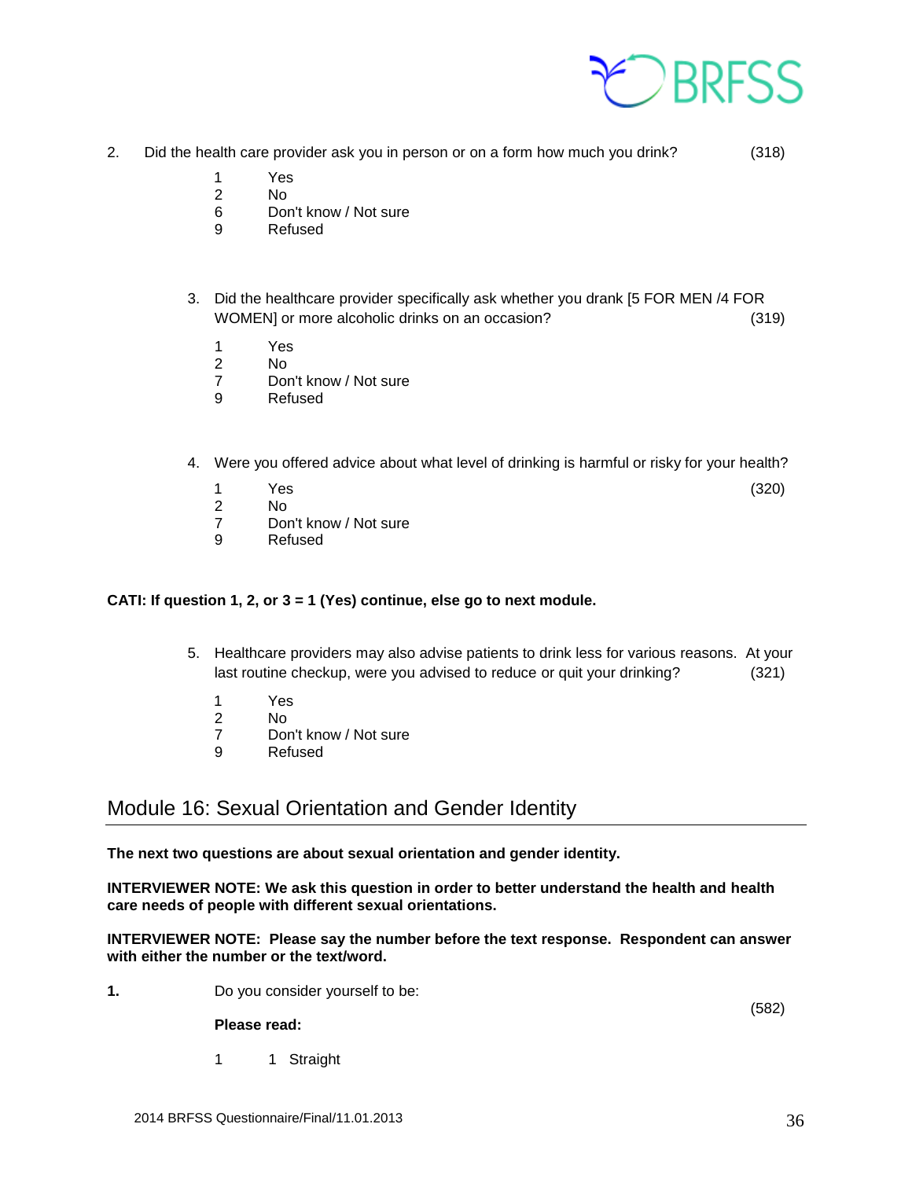2. Did the health care provider ask you in person or on a form how much you drink? (318)

    1 Yes
    2 No
    6 Don't know / Not sure
    9 Refused

3. Did the healthcare provider specifically ask whether you drank [5 FOR MEN /4 FOR WOMEN] or more alcoholic drinks on an occasion? (319)

    1 Yes
    2 No
    7 Don't know / Not sure
    9 Refused

4. Were you offered advice about what level of drinking is harmful or risky for your health? (320)

    1 Yes
    2 No
    7 Don't know / Not sure
    9 Refused

**CATI: If question 1, 2, or 3 = 1 (Yes) continue, else go to next module.**

5. Healthcare providers may also advise patients to drink less for various reasons. At your last routine checkup, were you advised to reduce or quit your drinking? (321)

    1 Yes
    2 No
    7 Don't know / Not sure
    9 Refused

## Module 16: Sexual Orientation and Gender Identity

**The next two questions are about sexual orientation and gender identity.**

**INTERVIEWER NOTE: We ask this question in order to better understand the health and health care needs of people with different sexual orientations.**

**INTERVIEWER NOTE: Please say the number before the text response. Respondent can answer with either the number or the text/word.**

**1.** Do you consider yourself to be: (582)

**Please read:**

    1 1 Straight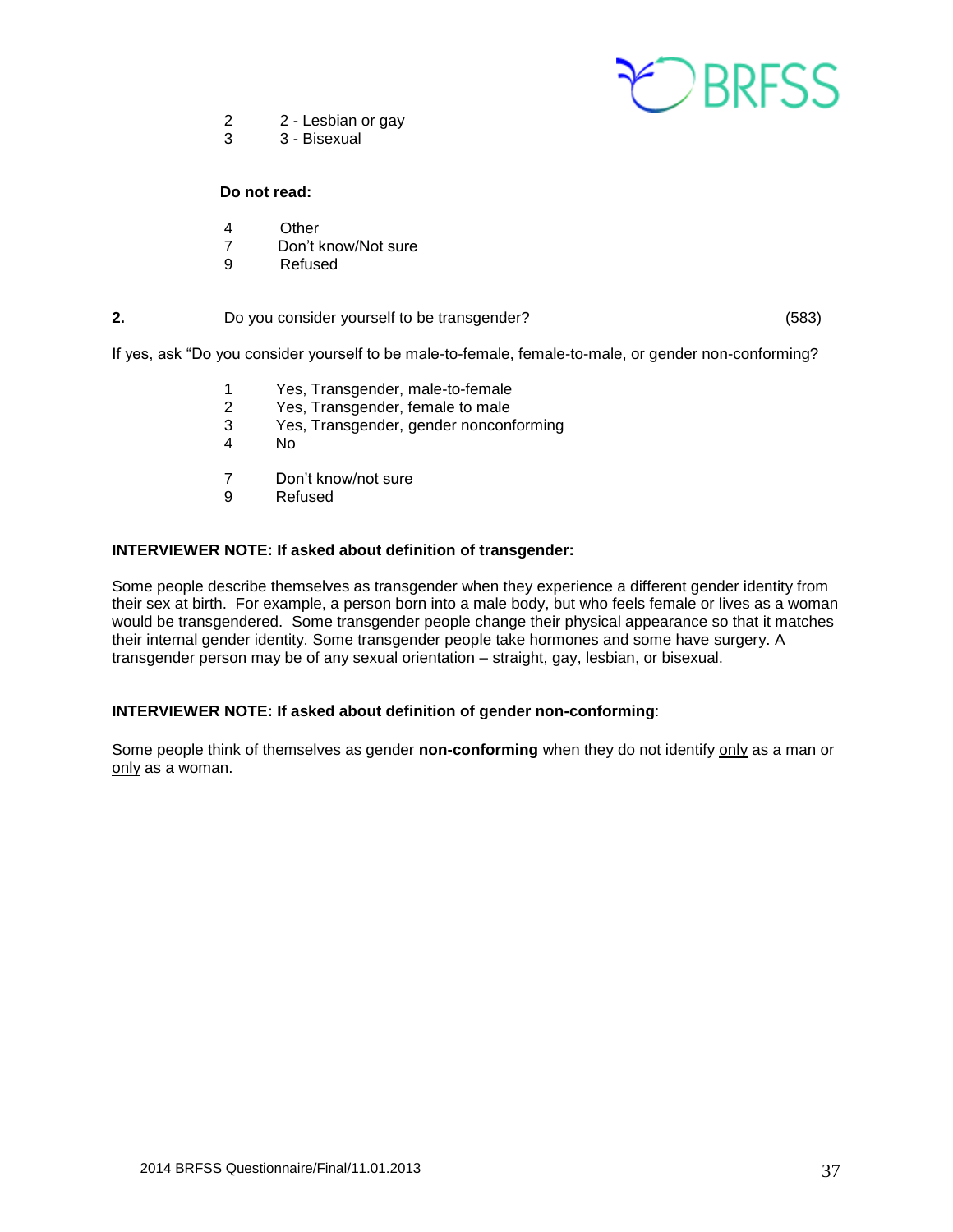2 2 - Lesbian or gay
3 3 - Bisexual

**Do not read:**

4 Other
7 Don't know/Not sure
9 Refused

**2.** Do you consider yourself to be transgender? (583)

If yes, ask "Do you consider yourself to be male-to-female, female-to-male, or gender non-conforming?

1 Yes, Transgender, male-to-female
2 Yes, Transgender, female to male
3 Yes, Transgender, gender nonconforming
4 No

7 Don't know/not sure
9 Refused

**INTERVIEWER NOTE: If asked about definition of transgender:**

Some people describe themselves as transgender when they experience a different gender identity from their sex at birth. For example, a person born into a male body, but who feels female or lives as a woman would be transgendered. Some transgender people change their physical appearance so that it matches their internal gender identity. Some transgender people take hormones and some have surgery. A transgender person may be of any sexual orientation – straight, gay, lesbian, or bisexual.

**INTERVIEWER NOTE: If asked about definition of gender non-conforming**:

Some people think of themselves as gender **non-conforming** when they do not identify only as a man or only as a woman.

2014 BRFSS Questionnaire/Final/11.01.2013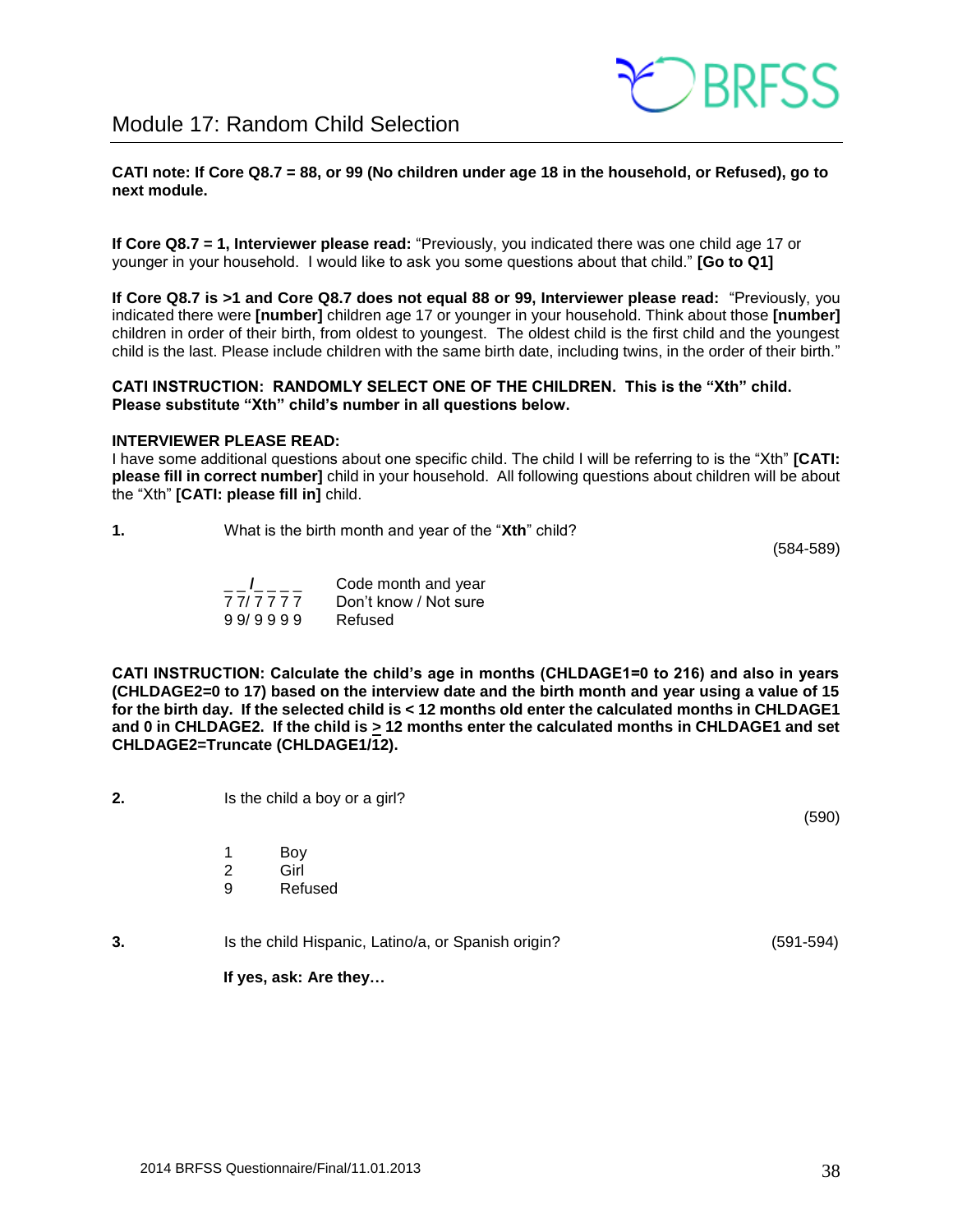# Module 17: Random Child Selection

**CATI note: If Core Q8.7 = 88, or 99 (No children under age 18 in the household, or Refused), go to next module.**

**If Core Q8.7 = 1, Interviewer please read:** "Previously, you indicated there was one child age 17 or younger in your household. I would like to ask you some questions about that child." **[Go to Q1]**

**If Core Q8.7 is >1 and Core Q8.7 does not equal 88 or 99, Interviewer please read:** "Previously, you indicated there were **[number]** children age 17 or younger in your household. Think about those **[number]** children in order of their birth, from oldest to youngest. The oldest child is the first child and the youngest child is the last. Please include children with the same birth date, including twins, in the order of their birth."

**CATI INSTRUCTION: RANDOMLY SELECT ONE OF THE CHILDREN. This is the "Xth" child. Please substitute "Xth" child's number in all questions below.**

**INTERVIEWER PLEASE READ:**
I have some additional questions about one specific child. The child I will be referring to is the "Xth" **[CATI: please fill in correct number]** child in your household. All following questions about children will be about the "Xth" **[CATI: please fill in]** child.

**1.** What is the birth month and year of the "**Xth**" child? (584-589)

| | |
|---|---|
| _ _/_ _ _ _ | Code month and year |
| 7 7/ 7 7 7 7 | Don't know / Not sure |
| 9 9/ 9 9 9 9 | Refused |

**CATI INSTRUCTION: Calculate the child's age in months (CHLDAGE1=0 to 216) and also in years (CHLDAGE2=0 to 17) based on the interview date and the birth month and year using a value of 15 for the birth day. If the selected child is < 12 months old enter the calculated months in CHLDAGE1 and 0 in CHLDAGE2. If the child is ≥ 12 months enter the calculated months in CHLDAGE1 and set CHLDAGE2=Truncate (CHLDAGE1/12).**

**2.** Is the child a boy or a girl? (590)

1 Boy
2 Girl
9 Refused

**3.** Is the child Hispanic, Latino/a, or Spanish origin? (591-594)

**If yes, ask: Are they…**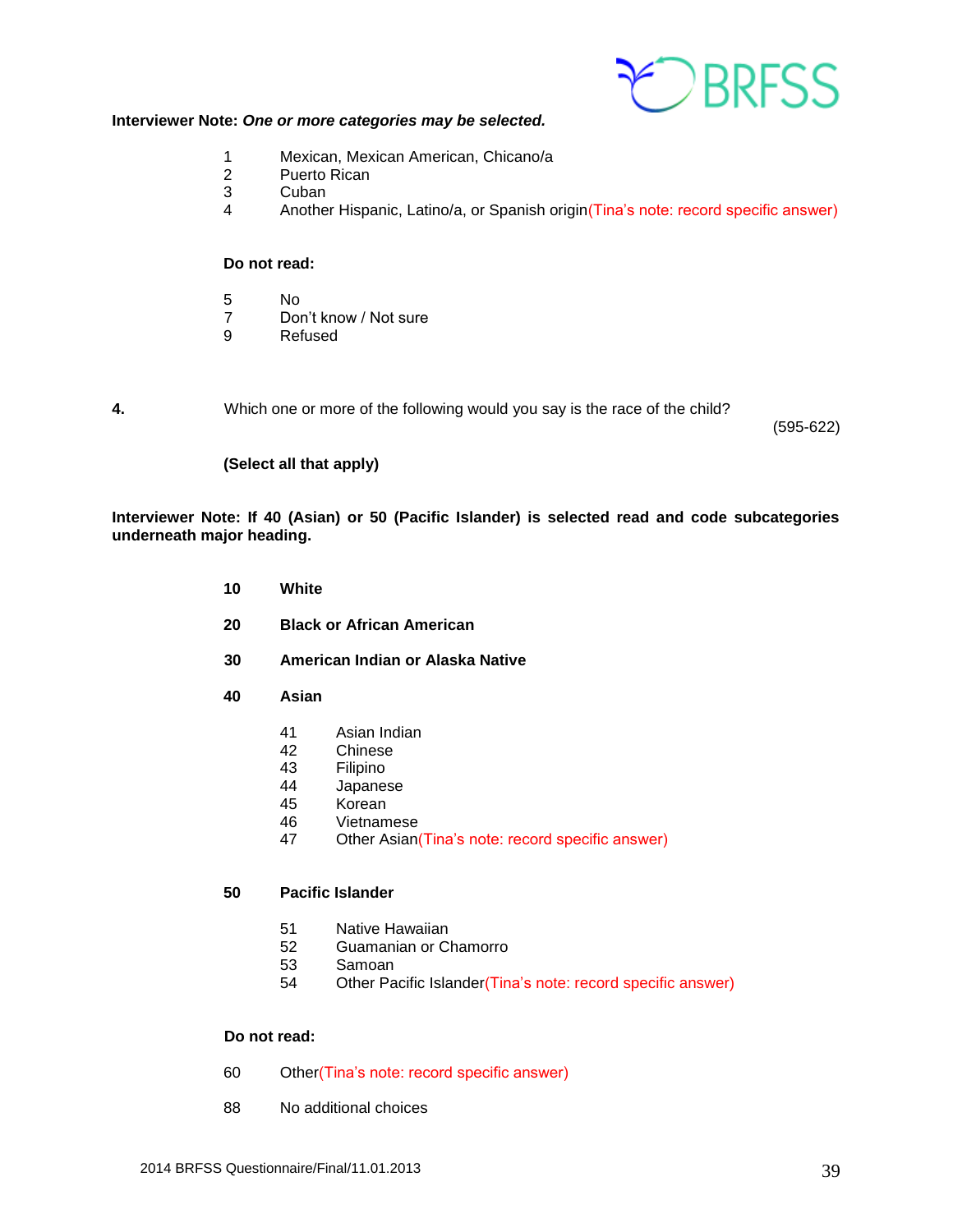**Interviewer Note:** ***One or more categories may be selected.***

1 Mexican, Mexican American, Chicano/a
2 Puerto Rican
3 Cuban
4 Another Hispanic, Latino/a, or Spanish origin(Tina's note: record specific answer)

**Do not read:**

5 No
7 Don't know / Not sure
9 Refused

**4.** Which one or more of the following would you say is the race of the child? (595-622)

**(Select all that apply)**

**Interviewer Note: If 40 (Asian) or 50 (Pacific Islander) is selected read and code subcategories underneath major heading.**

**10 White**

**20 Black or African American**

**30 American Indian or Alaska Native**

**40 Asian**

41 Asian Indian
42 Chinese
43 Filipino
44 Japanese
45 Korean
46 Vietnamese
47 Other Asian(Tina's note: record specific answer)

**50 Pacific Islander**

51 Native Hawaiian
52 Guamanian or Chamorro
53 Samoan
54 Other Pacific Islander(Tina's note: record specific answer)

**Do not read:**

60 Other(Tina's note: record specific answer)

88 No additional choices

2014 BRFSS Questionnaire/Final/11.01.2013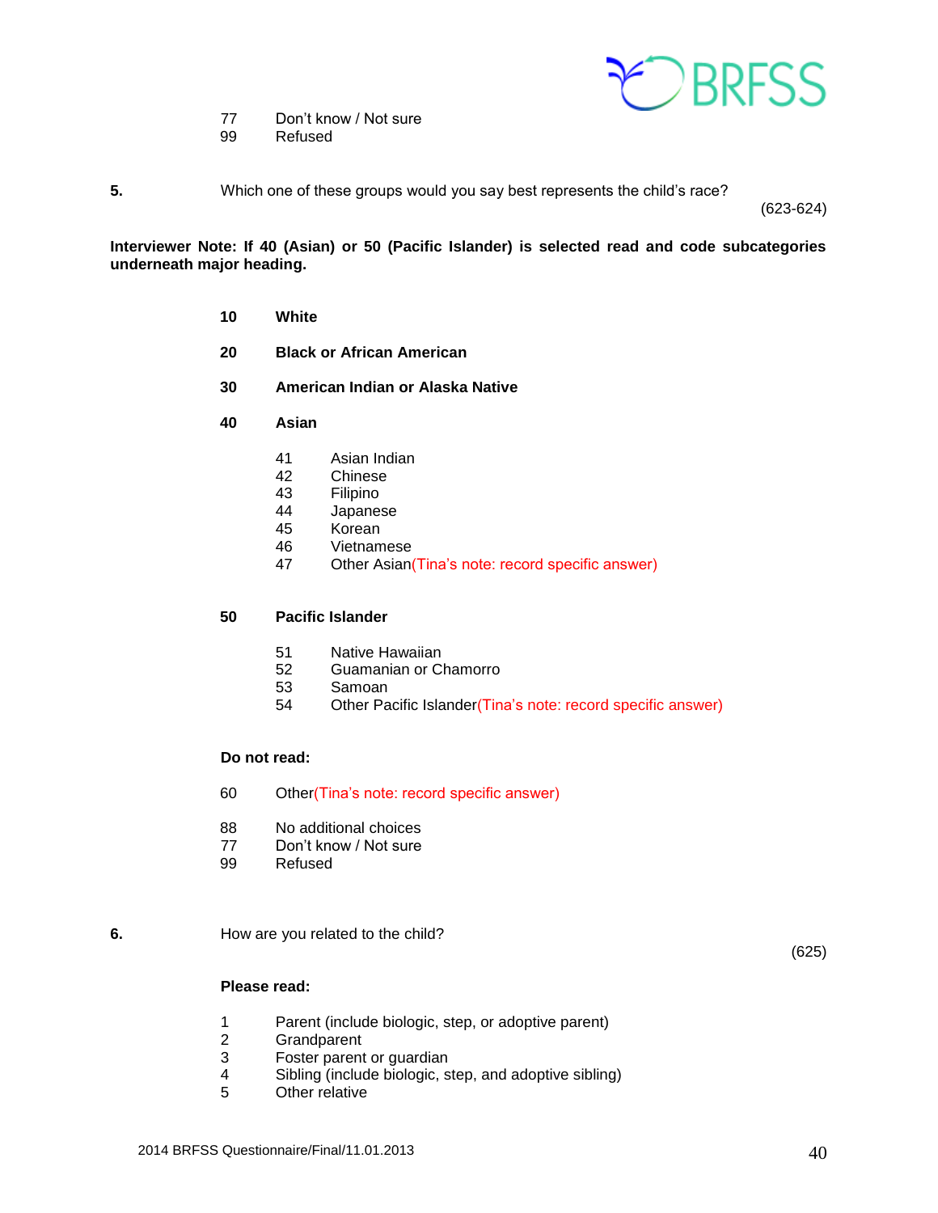77 Don't know / Not sure
99 Refused

**5.** Which one of these groups would you say best represents the child's race? (623-624)

**Interviewer Note: If 40 (Asian) or 50 (Pacific Islander) is selected read and code subcategories underneath major heading.**

**10 White**

**20 Black or African American**

**30 American Indian or Alaska Native**

**40 Asian**

- 41 Asian Indian
- 42 Chinese
- 43 Filipino
- 44 Japanese
- 45 Korean
- 46 Vietnamese
- 47 Other Asian(Tina's note: record specific answer)

**50 Pacific Islander**

- 51 Native Hawaiian
- 52 Guamanian or Chamorro
- 53 Samoan
- 54 Other Pacific Islander(Tina's note: record specific answer)

**Do not read:**

60 Other(Tina's note: record specific answer)

88 No additional choices
77 Don't know / Not sure
99 Refused

**6.** How are you related to the child? (625)

**Please read:**

1 Parent (include biologic, step, or adoptive parent)
2 Grandparent
3 Foster parent or guardian
4 Sibling (include biologic, step, and adoptive sibling)
5 Other relative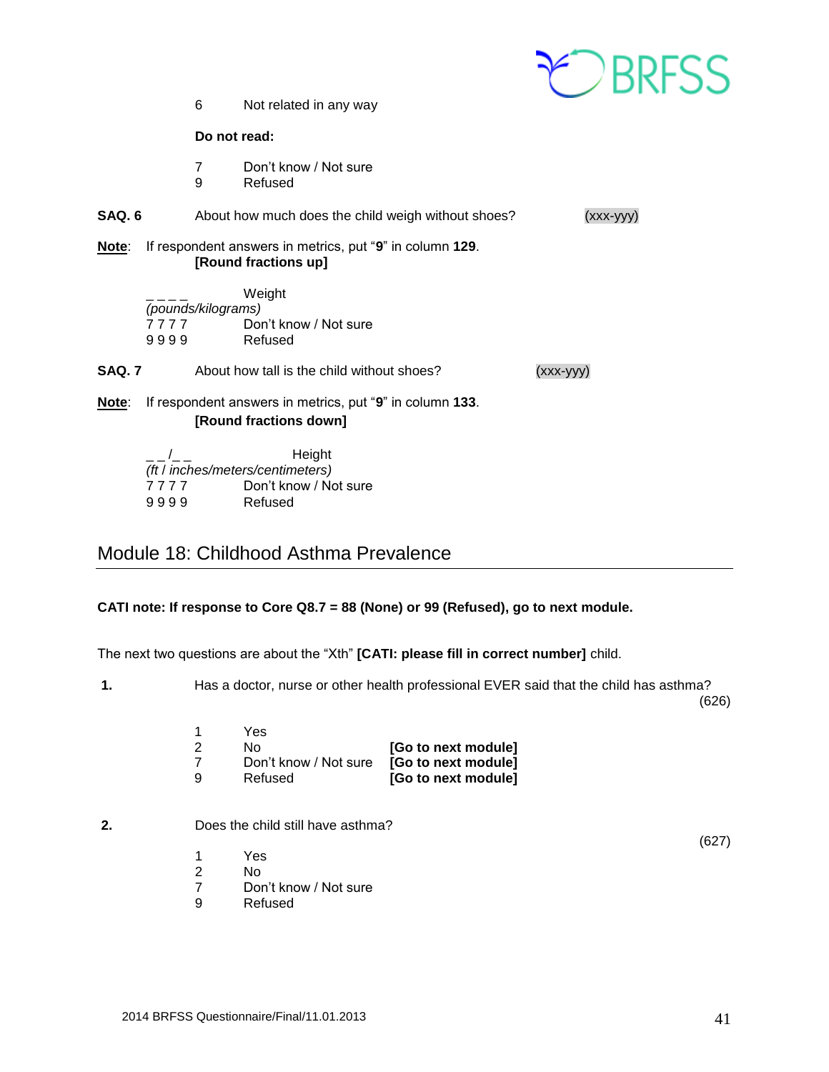6 Not related in any way

**Do not read:**

7 Don't know / Not sure
9 Refused

**SAQ. 6** About how much does the child weigh without shoes? (xxx-yyy)

**Note**: If respondent answers in metrics, put "**9**" in column **129**.
**[Round fractions up]**

_ _ _ _ Weight
*(pounds/kilograms)*
7 7 7 7 Don't know / Not sure
9 9 9 9 Refused

**SAQ. 7** About how tall is the child without shoes? (xxx-yyy)

**Note**: If respondent answers in metrics, put "**9**" in column **133**.
**[Round fractions down]**

_ _ /_ _ Height
*(ft / inches/meters/centimeters)*
7 7 7 7 Don't know / Not sure
9 9 9 9 Refused

## Module 18: Childhood Asthma Prevalence

**CATI note: If response to Core Q8.7 = 88 (None) or 99 (Refused), go to next module.**

The next two questions are about the "Xth" **[CATI: please fill in correct number]** child.

**1.** Has a doctor, nurse or other health professional EVER said that the child has asthma? (626)

1 Yes
2 No **[Go to next module]**
7 Don't know / Not sure **[Go to next module]**
9 Refused **[Go to next module]**

**2.** Does the child still have asthma? (627)

1 Yes
2 No
7 Don't know / Not sure
9 Refused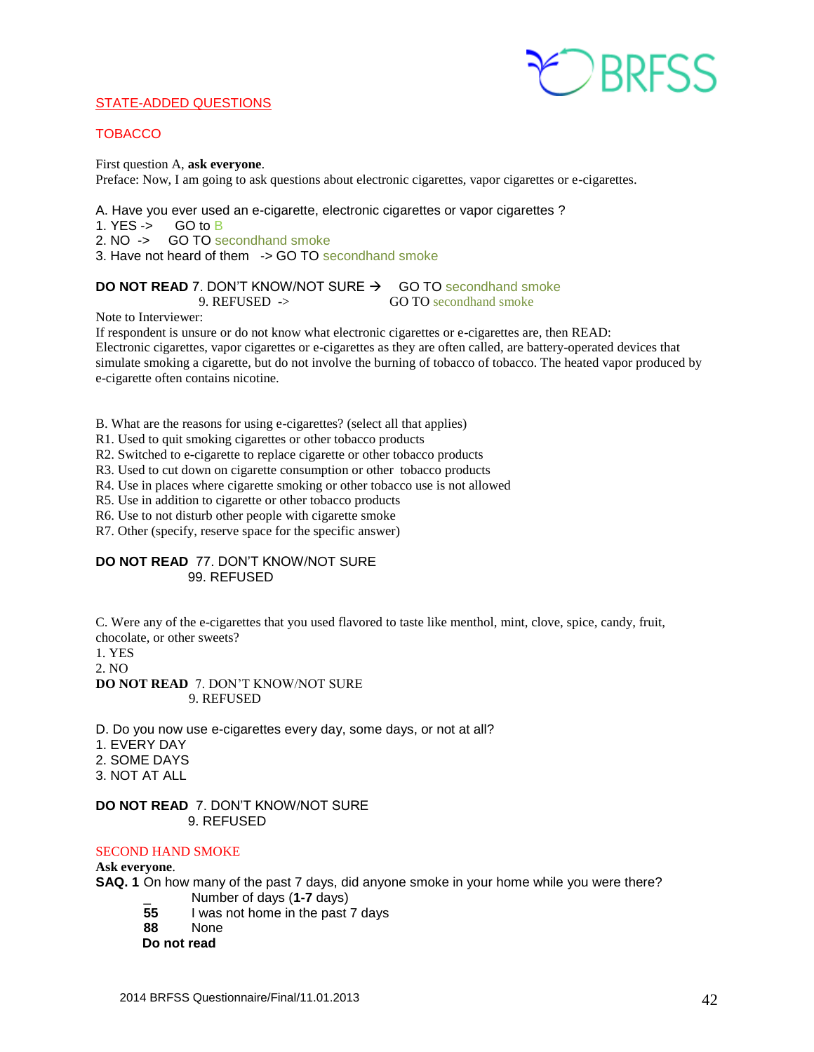## STATE-ADDED QUESTIONS

## TOBACCO

First question A, **ask everyone**.
Preface: Now, I am going to ask questions about electronic cigarettes, vapor cigarettes or e-cigarettes.

A. Have you ever used an e-cigarette, electronic cigarettes or vapor cigarettes ?
1. YES -> GO to B
2. NO -> GO TO secondhand smoke
3. Have not heard of them -> GO TO secondhand smoke

**DO NOT READ** 7. DON'T KNOW/NOT SURE → GO TO secondhand smoke
9. REFUSED -> GO TO secondhand smoke

Note to Interviewer:
If respondent is unsure or do not know what electronic cigarettes or e-cigarettes are, then READ:
Electronic cigarettes, vapor cigarettes or e-cigarettes as they are often called, are battery-operated devices that simulate smoking a cigarette, but do not involve the burning of tobacco of tobacco. The heated vapor produced by e-cigarette often contains nicotine.

B. What are the reasons for using e-cigarettes? (select all that applies)
R1. Used to quit smoking cigarettes or other tobacco products
R2. Switched to e-cigarette to replace cigarette or other tobacco products
R3. Used to cut down on cigarette consumption or other tobacco products
R4. Use in places where cigarette smoking or other tobacco use is not allowed
R5. Use in addition to cigarette or other tobacco products
R6. Use to not disturb other people with cigarette smoke
R7. Other (specify, reserve space for the specific answer)

**DO NOT READ** 77. DON'T KNOW/NOT SURE
99. REFUSED

C. Were any of the e-cigarettes that you used flavored to taste like menthol, mint, clove, spice, candy, fruit, chocolate, or other sweets?
1. YES
2. NO

**DO NOT READ** 7. DON'T KNOW/NOT SURE
9. REFUSED

D. Do you now use e-cigarettes every day, some days, or not at all?
1. EVERY DAY
2. SOME DAYS
3. NOT AT ALL

**DO NOT READ** 7. DON'T KNOW/NOT SURE
9. REFUSED

## SECOND HAND SMOKE

**Ask everyone**.

**SAQ. 1** On how many of the past 7 days, did anyone smoke in your home while you were there?

_ Number of days (**1-7** days)
**55** I was not home in the past 7 days
**88** None
**Do not read**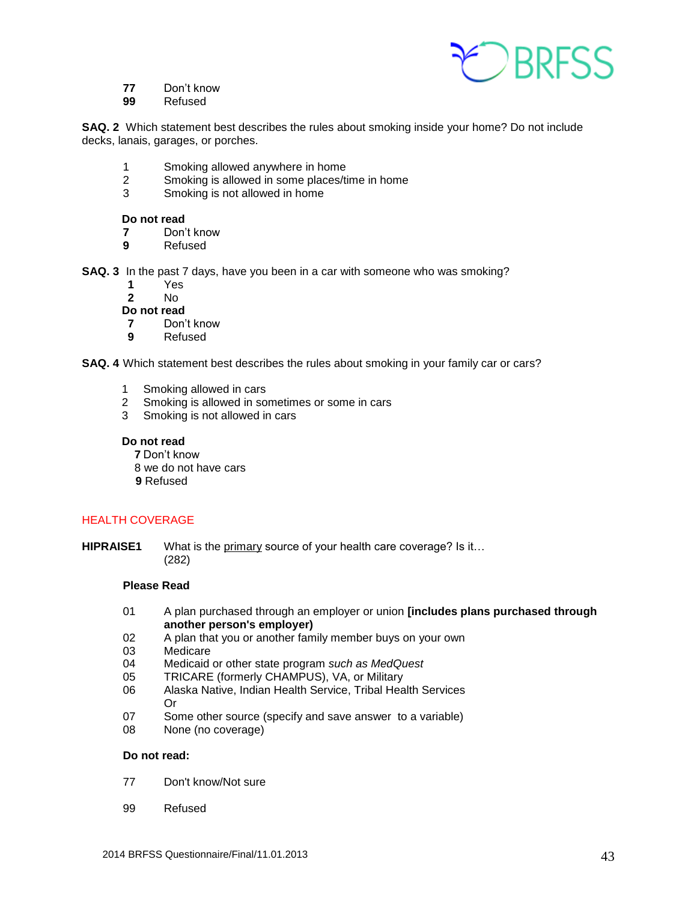**77** Don't know
**99** Refused

**SAQ. 2** Which statement best describes the rules about smoking inside your home? Do not include decks, lanais, garages, or porches.

1 Smoking allowed anywhere in home
2 Smoking is allowed in some places/time in home
3 Smoking is not allowed in home

**Do not read**
**7** Don't know
**9** Refused

**SAQ. 3** In the past 7 days, have you been in a car with someone who was smoking?
**1** Yes
**2** No
**Do not read**
**7** Don't know
**9** Refused

**SAQ. 4** Which statement best describes the rules about smoking in your family car or cars?

1 Smoking allowed in cars
2 Smoking is allowed in sometimes or some in cars
3 Smoking is not allowed in cars

**Do not read**
**7** Don't know
8 we do not have cars
**9** Refused

## HEALTH COVERAGE

**HIPRAISE1** What is the primary source of your health care coverage? Is it… (282)

**Please Read**

01 A plan purchased through an employer or union **[includes plans purchased through another person's employer)**
02 A plan that you or another family member buys on your own
03 Medicare
04 Medicaid or other state program *such as MedQuest*
05 TRICARE (formerly CHAMPUS), VA, or Military
06 Alaska Native, Indian Health Service, Tribal Health Services
Or
07 Some other source (specify and save answer to a variable)
08 None (no coverage)

**Do not read:**

77 Don't know/Not sure

99 Refused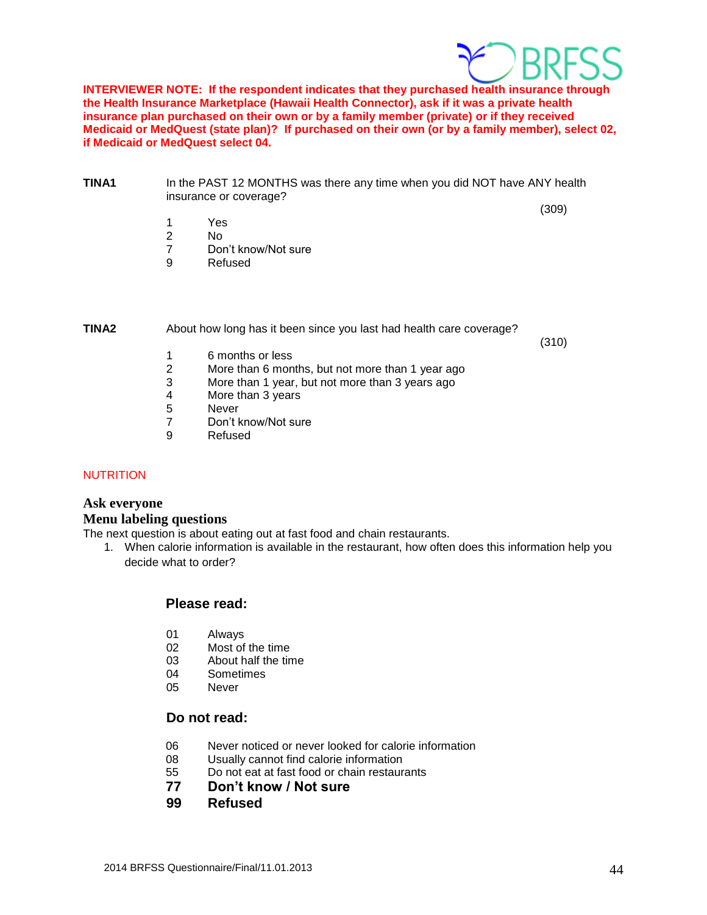**INTERVIEWER NOTE: If the respondent indicates that they purchased health insurance through the Health Insurance Marketplace (Hawaii Health Connector), ask if it was a private health insurance plan purchased on their own or by a family member (private) or if they received Medicaid or MedQuest (state plan)? If purchased on their own (or by a family member), select 02, if Medicaid or MedQuest select 04.**

**TINA1** In the PAST 12 MONTHS was there any time when you did NOT have ANY health insurance or coverage?

(309)

1 Yes
2 No
7 Don't know/Not sure
9 Refused

**TINA2** About how long has it been since you last had health care coverage?

(310)

1 6 months or less
2 More than 6 months, but not more than 1 year ago
3 More than 1 year, but not more than 3 years ago
4 More than 3 years
5 Never
7 Don't know/Not sure
9 Refused

NUTRITION

**Ask everyone**
**Menu labeling questions**

The next question is about eating out at fast food and chain restaurants.

1. When calorie information is available in the restaurant, how often does this information help you decide what to order?

**Please read:**

01 Always
02 Most of the time
03 About half the time
04 Sometimes
05 Never

**Do not read:**

06 Never noticed or never looked for calorie information
08 Usually cannot find calorie information
55 Do not eat at fast food or chain restaurants
**77 Don't know / Not sure**
**99 Refused**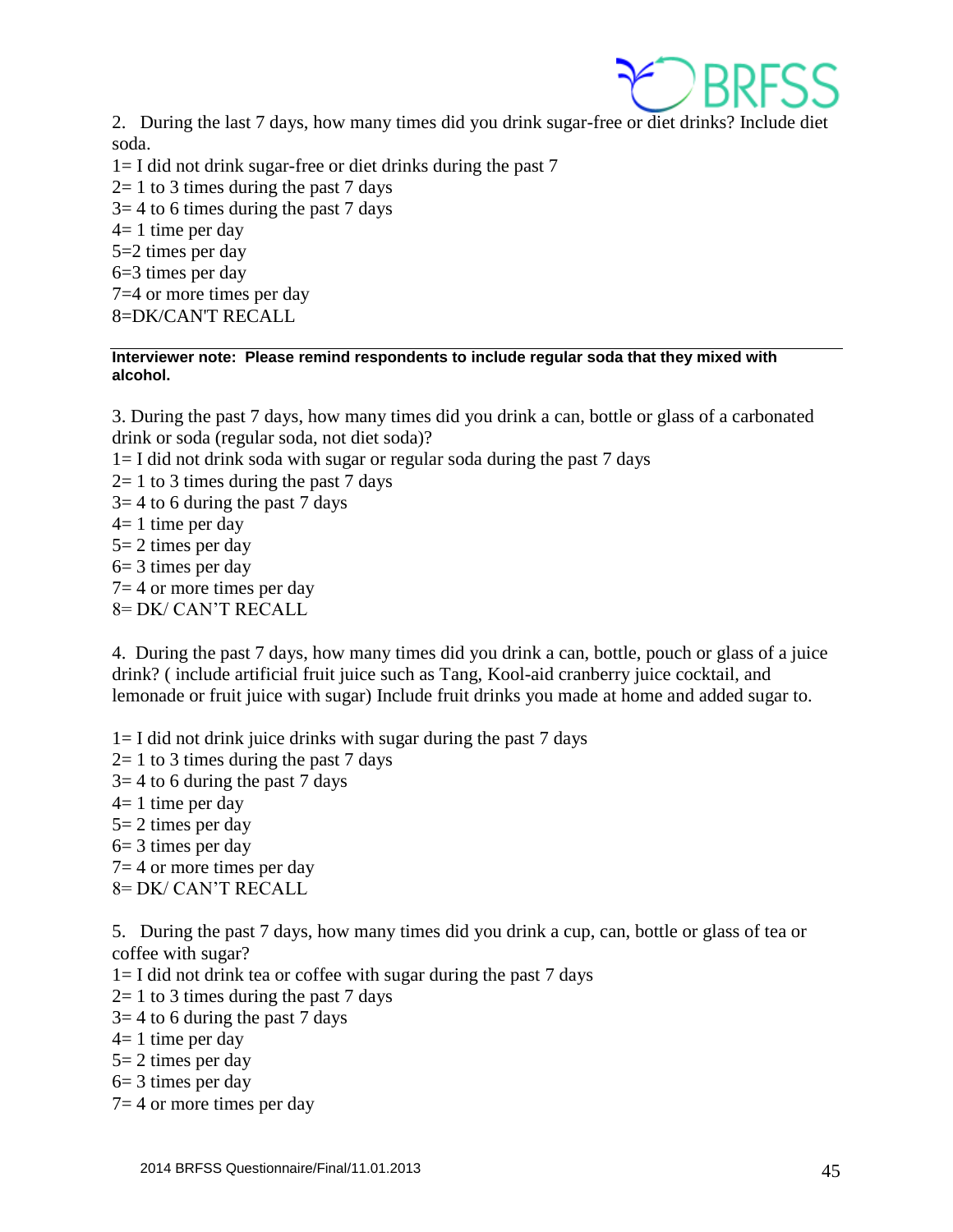2. During the last 7 days, how many times did you drink sugar-free or diet drinks? Include diet soda.

1= I did not drink sugar-free or diet drinks during the past 7
2= 1 to 3 times during the past 7 days
3= 4 to 6 times during the past 7 days
4= 1 time per day
5=2 times per day
6=3 times per day
7=4 or more times per day
8=DK/CAN'T RECALL

---

**Interviewer note: Please remind respondents to include regular soda that they mixed with alcohol.**

3. During the past 7 days, how many times did you drink a can, bottle or glass of a carbonated drink or soda (regular soda, not diet soda)?

1= I did not drink soda with sugar or regular soda during the past 7 days
2= 1 to 3 times during the past 7 days
3= 4 to 6 during the past 7 days
4= 1 time per day
5= 2 times per day
6= 3 times per day
7= 4 or more times per day
8= DK/ CAN'T RECALL

4. During the past 7 days, how many times did you drink a can, bottle, pouch or glass of a juice drink? ( include artificial fruit juice such as Tang, Kool-aid cranberry juice cocktail, and lemonade or fruit juice with sugar) Include fruit drinks you made at home and added sugar to.

1= I did not drink juice drinks with sugar during the past 7 days
2= 1 to 3 times during the past 7 days
3= 4 to 6 during the past 7 days
4= 1 time per day
5= 2 times per day
6= 3 times per day
7= 4 or more times per day
8= DK/ CAN'T RECALL

5. During the past 7 days, how many times did you drink a cup, can, bottle or glass of tea or coffee with sugar?

1= I did not drink tea or coffee with sugar during the past 7 days
2= 1 to 3 times during the past 7 days
3= 4 to 6 during the past 7 days
4= 1 time per day
5= 2 times per day
6= 3 times per day
7= 4 or more times per day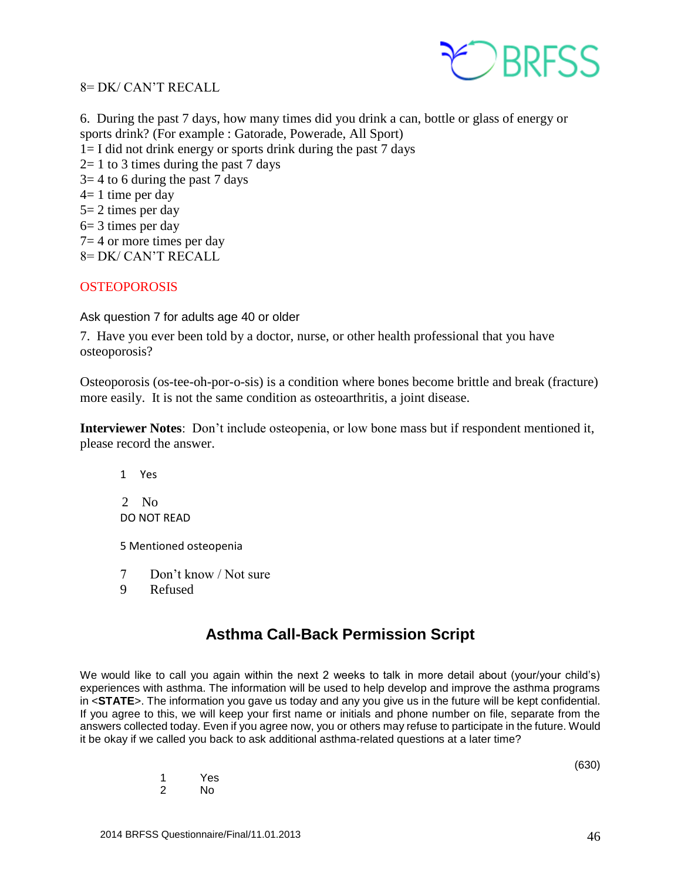8= DK/ CAN'T RECALL

6. During the past 7 days, how many times did you drink a can, bottle or glass of energy or sports drink? (For example : Gatorade, Powerade, All Sport)
1= I did not drink energy or sports drink during the past 7 days
2= 1 to 3 times during the past 7 days
3= 4 to 6 during the past 7 days
4= 1 time per day
5= 2 times per day
6= 3 times per day
7= 4 or more times per day
8= DK/ CAN'T RECALL

## OSTEOPOROSIS

Ask question 7 for adults age 40 or older

7. Have you ever been told by a doctor, nurse, or other health professional that you have osteoporosis?

Osteoporosis (os-tee-oh-por-o-sis) is a condition where bones become brittle and break (fracture) more easily. It is not the same condition as osteoarthritis, a joint disease.

**Interviewer Notes**: Don't include osteopenia, or low bone mass but if respondent mentioned it, please record the answer.

1 Yes

2 No
DO NOT READ

5 Mentioned osteopenia

7 Don't know / Not sure
9 Refused

## Asthma Call-Back Permission Script

We would like to call you again within the next 2 weeks to talk in more detail about (your/your child's) experiences with asthma. The information will be used to help develop and improve the asthma programs in <**STATE**>. The information you gave us today and any you give us in the future will be kept confidential. If you agree to this, we will keep your first name or initials and phone number on file, separate from the answers collected today. Even if you agree now, you or others may refuse to participate in the future. Would it be okay if we called you back to ask additional asthma-related questions at a later time?

(630)

1 Yes
2 No

2014 BRFSS Questionnaire/Final/11.01.2013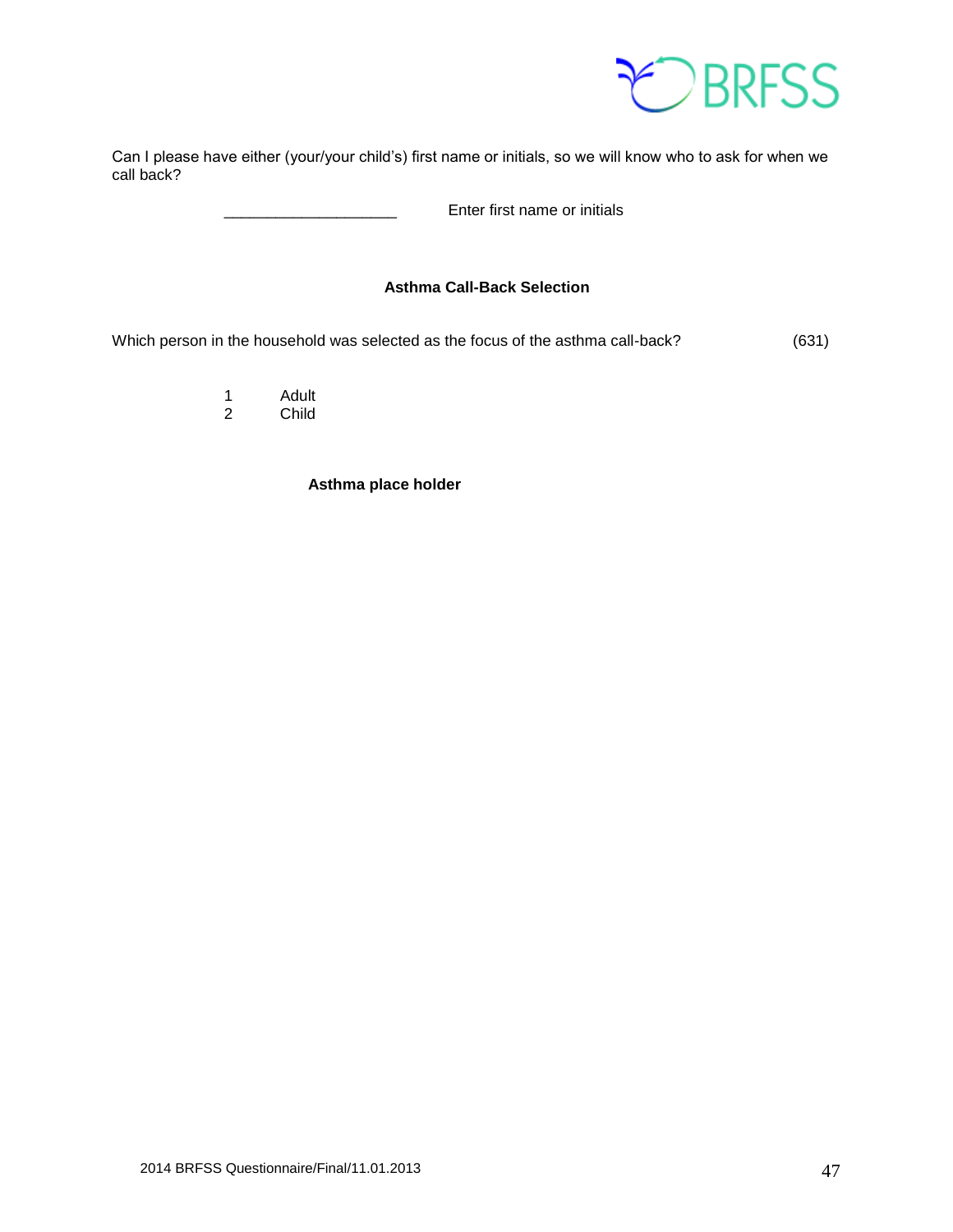Can I please have either (your/your child's) first name or initials, so we will know who to ask for when we call back?

\_\_\_\_\_\_\_\_\_\_\_\_\_\_\_\_\_\_\_\_ Enter first name or initials

### Asthma Call-Back Selection

Which person in the household was selected as the focus of the asthma call-back? (631)

1 Adult
2 Child

**Asthma place holder**